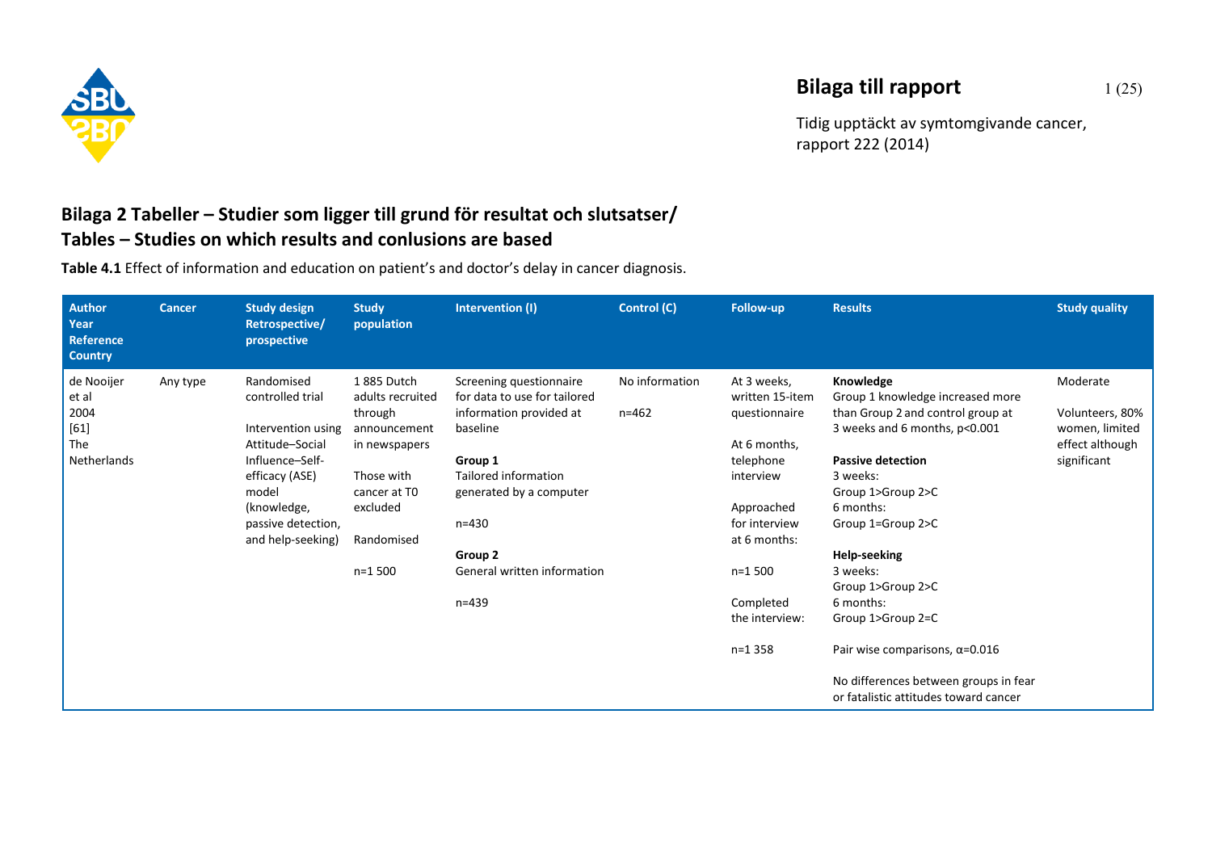## Bilaga 2 Tabeller – Studier som ligger till grund för resultat och slutsatser/ Tables – Studies on which results and conlusions are based

**Table 4.1** Effect of information and education on patient's and doctor's delay in cancer diagnosis.

| Author Year Reference Country | Cancer | Study design Retrospective/ prospective | Study population | Intervention (I) | Control (C) | Follow-up | Results | Study quality |
|---|---|---|---|---|---|---|---|---|
| de Nooijer et al 2004 [61] The Netherlands | Any type | Randomised controlled trial<br><br>Intervention using Attitude–Social Influence–Self-efficacy (ASE) model (knowledge, passive detection, and help-seeking) | 1 885 Dutch adults recruited through announcement in newspapers<br><br>Those with cancer at T0 excluded<br><br>Randomised<br><br>n=1 500 | Screening questionnaire for data to use for tailored information provided at baseline<br><br>**Group 1**<br>Tailored information generated by a computer<br><br>n=430<br><br>**Group 2**<br>General written information<br><br>n=439 | No information<br><br>n=462 | At 3 weeks, written 15-item questionnaire<br><br>At 6 months, telephone interview<br><br>Approached for interview at 6 months:<br><br>n=1 500<br><br>Completed the interview:<br><br>n=1 358 | **Knowledge**<br>Group 1 knowledge increased more than Group 2 and control group at 3 weeks and 6 months, p<0.001<br><br>**Passive detection**<br>3 weeks:<br>Group 1>Group 2>C<br>6 months:<br>Group 1=Group 2>C<br><br>**Help-seeking**<br>3 weeks:<br>Group 1>Group 2>C<br>6 months:<br>Group 1>Group 2=C<br><br>Pair wise comparisons, α=0.016<br><br>No differences between groups in fear or fatalistic attitudes toward cancer | Moderate<br><br>Volunteers, 80% women, limited effect although significant |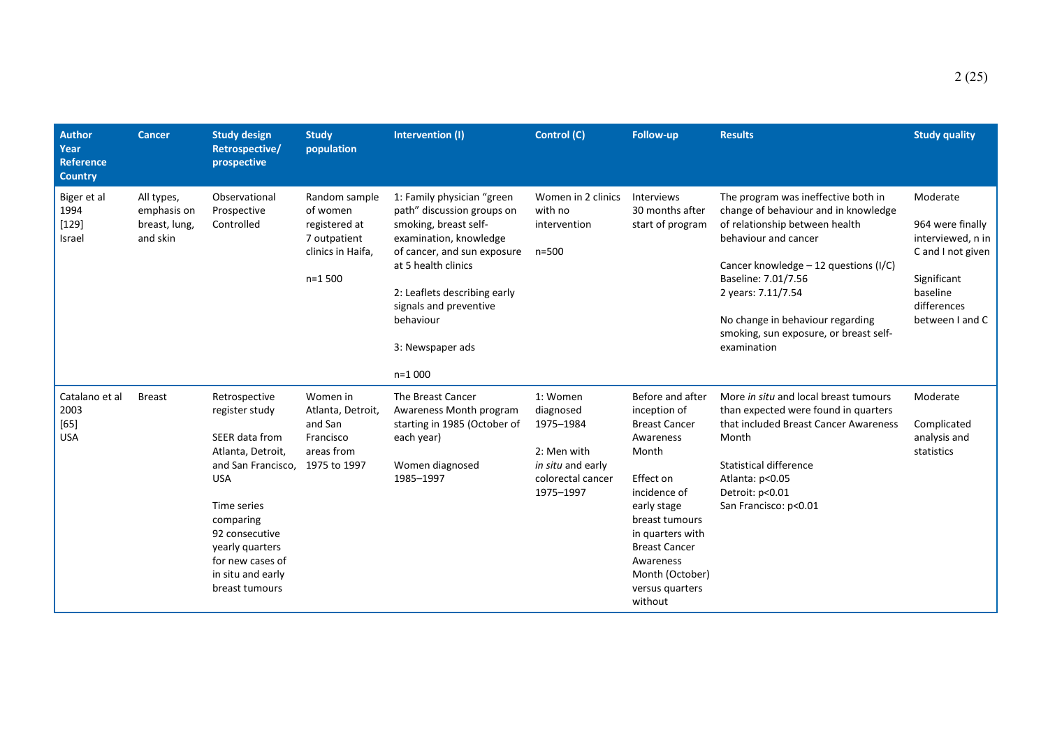| Author Year Reference Country | Cancer | Study design Retrospective/ prospective | Study population | Intervention (I) | Control (C) | Follow-up | Results | Study quality |
|---|---|---|---|---|---|---|---|---|
| Biger et al 1994 [129] Israel | All types, emphasis on breast, lung, and skin | Observational Prospective Controlled | Random sample of women registered at 7 outpatient clinics in Haifa,<br><br>n=1 500 | 1: Family physician "green path" discussion groups on smoking, breast self-examination, knowledge of cancer, and sun exposure at 5 health clinics<br><br>2: Leaflets describing early signals and preventive behaviour<br><br>3: Newspaper ads<br><br>n=1 000 | Women in 2 clinics with no intervention<br><br>n=500 | Interviews 30 months after start of program | The program was ineffective both in change of behaviour and in knowledge of relationship between health behaviour and cancer<br><br>Cancer knowledge – 12 questions (I/C)<br>Baseline: 7.01/7.56<br>2 years: 7.11/7.54<br><br>No change in behaviour regarding smoking, sun exposure, or breast self-examination | Moderate<br><br>964 were finally interviewed, n in C and I not given<br><br>Significant baseline differences between I and C |
| Catalano et al 2003 [65] USA | Breast | Retrospective register study<br><br>SEER data from Atlanta, Detroit, and San Francisco, USA<br><br>Time series comparing 92 consecutive yearly quarters for new cases of in situ and early breast tumours | Women in Atlanta, Detroit, and San Francisco areas from 1975 to 1997 | The Breast Cancer Awareness Month program starting in 1985 (October of each year)<br><br>Women diagnosed 1985–1997 | 1: Women diagnosed 1975–1984<br><br>2: Men with *in situ* and early colorectal cancer 1975–1997 | Before and after inception of Breast Cancer Awareness Month<br><br>Effect on incidence of early stage breast tumours in quarters with Breast Cancer Awareness Month (October) versus quarters without | More *in situ* and local breast tumours than expected were found in quarters that included Breast Cancer Awareness Month<br><br>Statistical difference<br>Atlanta: $p<0.05$<br>Detroit: $p<0.01$<br>San Francisco: $p<0.01$ | Moderate<br><br>Complicated analysis and statistics |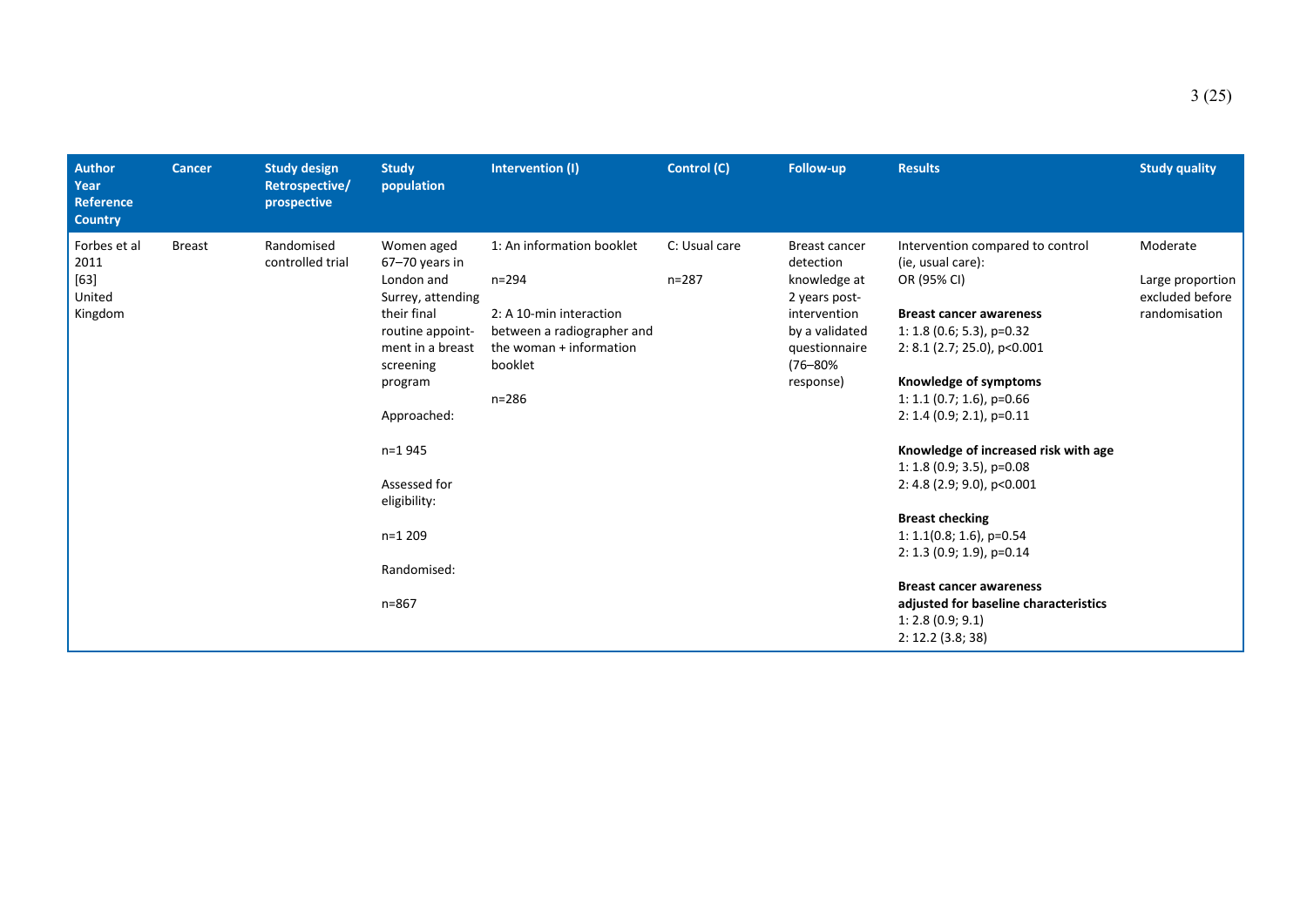| Author Year Reference Country | Cancer | Study design Retrospective/ prospective | Study population | Intervention (I) | Control (C) | Follow-up | Results | Study quality |
|---|---|---|---|---|---|---|---|---|
| Forbes et al 2011 [63] United Kingdom | Breast | Randomised controlled trial | Women aged 67–70 years in London and Surrey, attending their final routine appoint-ment in a breast screening program<br><br>Approached:<br><br>n=1 945<br><br>Assessed for eligibility:<br><br>n=1 209<br><br>Randomised:<br><br>n=867 | 1: An information booklet<br><br>n=294<br><br>2: A 10-min interaction between a radiographer and the woman + information booklet<br><br>n=286 | C: Usual care<br><br>n=287 | Breast cancer detection knowledge at 2 years post-intervention by a validated questionnaire (76–80% response) | Intervention compared to control (ie, usual care):<br>OR (95% CI)<br><br>**Breast cancer awareness**<br>1: 1.8 (0.6; 5.3), p=0.32<br>2: 8.1 (2.7; 25.0), p<0.001<br><br>**Knowledge of symptoms**<br>1: 1.1 (0.7; 1.6), p=0.66<br>2: 1.4 (0.9; 2.1), p=0.11<br><br>**Knowledge of increased risk with age**<br>1: 1.8 (0.9; 3.5), p=0.08<br>2: 4.8 (2.9; 9.0), p<0.001<br><br>**Breast checking**<br>1: 1.1(0.8; 1.6), p=0.54<br>2: 1.3 (0.9; 1.9), p=0.14<br><br>**Breast cancer awareness adjusted for baseline characteristics**<br>1: 2.8 (0.9; 9.1)<br>2: 12.2 (3.8; 38) | Moderate<br><br>Large proportion excluded before randomisation |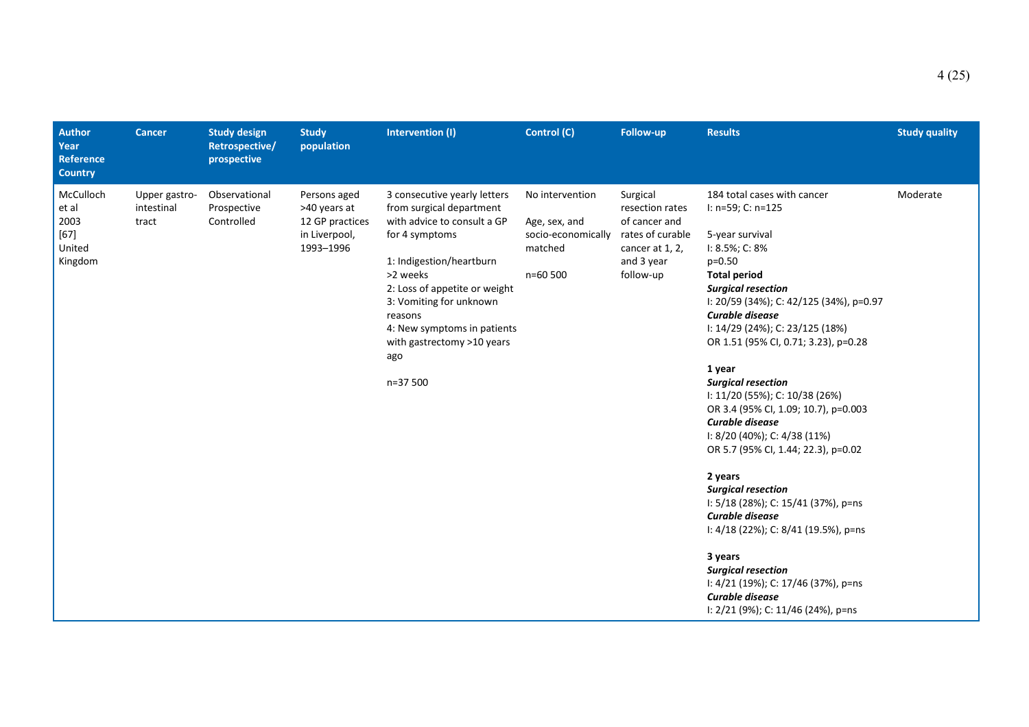| Author<br>Year<br>Reference<br>Country | Cancer | Study design<br>Retrospective/<br>prospective | Study population | Intervention (I) | Control (C) | Follow-up | Results | Study quality |
|---|---|---|---|---|---|---|---|---|
| McCulloch et al<br>2003<br>[67]<br>United Kingdom | Upper gastro-intestinal tract | Observational<br>Prospective<br>Controlled | Persons aged >40 years at 12 GP practices in Liverpool, 1993–1996 | 3 consecutive yearly letters from surgical department with advice to consult a GP for 4 symptoms<br><br>1: Indigestion/heartburn >2 weeks<br>2: Loss of appetite or weight<br>3: Vomiting for unknown reasons<br>4: New symptoms in patients with gastrectomy >10 years ago<br><br>n=37 500 | No intervention<br><br>Age, sex, and socio-economically matched<br><br>n=60 500 | Surgical resection rates of cancer and rates of curable cancer at 1, 2, and 3 year follow-up | 184 total cases with cancer<br>I: n=59; C: n=125<br><br>5-year survival<br>I: 8.5%; C: 8%<br>p=0.50<br>**Total period**<br>***Surgical resection***<br>I: 20/59 (34%); C: 42/125 (34%), p=0.97<br>***Curable disease***<br>I: 14/29 (24%); C: 23/125 (18%)<br>OR 1.51 (95% CI, 0.71; 3.23), p=0.28<br><br>**1 year**<br>***Surgical resection***<br>I: 11/20 (55%); C: 10/38 (26%)<br>OR 3.4 (95% CI, 1.09; 10.7), p=0.003<br>***Curable disease***<br>I: 8/20 (40%); C: 4/38 (11%)<br>OR 5.7 (95% CI, 1.44; 22.3), p=0.02<br><br>**2 years**<br>***Surgical resection***<br>I: 5/18 (28%); C: 15/41 (37%), p=ns<br>***Curable disease***<br>I: 4/18 (22%); C: 8/41 (19.5%), p=ns<br><br>**3 years**<br>***Surgical resection***<br>I: 4/21 (19%); C: 17/46 (37%), p=ns<br>***Curable disease***<br>I: 2/21 (9%); C: 11/46 (24%), p=ns | Moderate |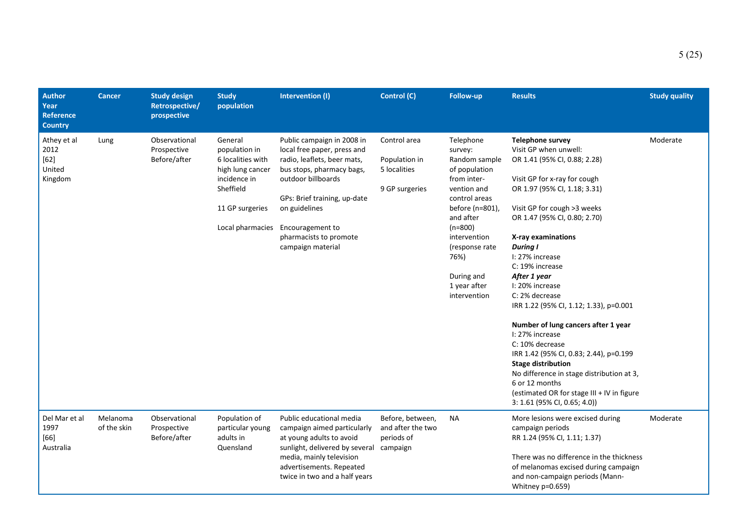| Author<br>Year<br>Reference<br>Country | Cancer | Study design<br>Retrospective/<br>prospective | Study population | Intervention (I) | Control (C) | Follow-up | Results | Study quality |
|---|---|---|---|---|---|---|---|---|
| Athey et al<br>2012<br>[62]<br>United Kingdom | Lung | Observational<br>Prospective<br>Before/after | General population in 6 localities with high lung cancer incidence in Sheffield<br><br>11 GP surgeries<br><br>Local pharmacies | Public campaign in 2008 in local free paper, press and radio, leaflets, beer mats, bus stops, pharmacy bags, outdoor billboards<br><br>GPs: Brief training, up-date on guidelines<br><br>Encouragement to pharmacists to promote campaign material | Control area<br><br>Population in 5 localities<br><br>9 GP surgeries | Telephone survey: Random sample of population from inter-vention and control areas before (n=801), and after (n=800) intervention (response rate 76%)<br><br>During and 1 year after intervention | **Telephone survey**<br>Visit GP when unwell:<br>OR 1.41 (95% CI, 0.88; 2.28)<br><br>Visit GP for x-ray for cough<br>OR 1.97 (95% CI, 1.18; 3.31)<br><br>Visit GP for cough >3 weeks<br>OR 1.47 (95% CI, 0.80; 2.70)<br><br>**X-ray examinations**<br>***During I***<br>I: 27% increase<br>C: 19% increase<br>***After 1 year***<br>I: 20% increase<br>C: 2% decrease<br>IRR 1.22 (95% CI, 1.12; 1.33), p=0.001<br><br>**Number of lung cancers after 1 year**<br>I: 27% increase<br>C: 10% decrease<br>IRR 1.42 (95% CI, 0.83; 2.44), p=0.199<br>**Stage distribution**<br>No difference in stage distribution at 3, 6 or 12 months<br>(estimated OR for stage III + IV in figure 3: 1.61 (95% CI, 0.65; 4.0)) | Moderate |
| Del Mar et al<br>1997<br>[66]<br>Australia | Melanoma of the skin | Observational<br>Prospective<br>Before/after | Population of particular young adults in Queensland | Public educational media campaign aimed particularly at young adults to avoid sunlight, delivered by several media, mainly television advertisements. Repeated twice in two and a half years | Before, between, and after the two periods of campaign | NA | More lesions were excised during campaign periods<br>RR 1.24 (95% CI, 1.11; 1.37)<br><br>There was no difference in the thickness of melanomas excised during campaign and non-campaign periods (Mann-Whitney p=0.659) | Moderate |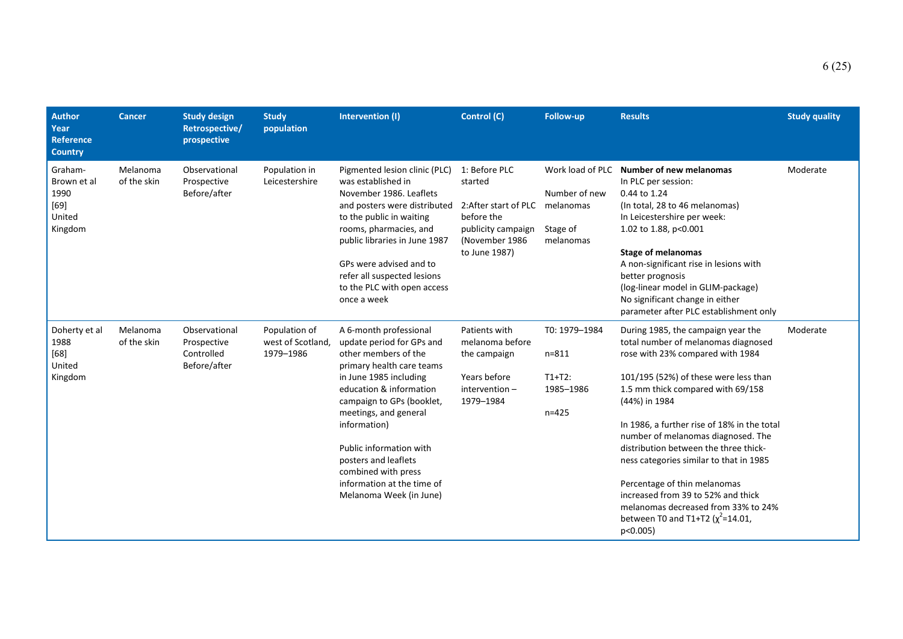| Author<br>Year<br>Reference<br>Country | Cancer | Study design<br>Retrospective/<br>prospective | Study population | Intervention (I) | Control (C) | Follow-up | Results | Study quality |
|---|---|---|---|---|---|---|---|---|
| Graham-Brown et al<br>1990<br>[69]<br>United Kingdom | Melanoma of the skin | Observational<br>Prospective<br>Before/after | Population in Leicestershire | Pigmented lesion clinic (PLC) was established in November 1986. Leaflets and posters were distributed to the public in waiting rooms, pharmacies, and public libraries in June 1987<br><br>GPs were advised and to refer all suspected lesions to the PLC with open access once a week | 1: Before PLC started<br><br>2:After start of PLC before the publicity campaign (November 1986 to June 1987) | Work load of PLC<br><br>Number of new melanomas<br><br>Stage of melanomas | **Number of new melanomas**<br>In PLC per session:<br>0.44 to 1.24<br>(In total, 28 to 46 melanomas)<br>In Leicestershire per week:<br>1.02 to 1.88, $p<0.001$<br><br>**Stage of melanomas**<br>A non-significant rise in lesions with better prognosis<br>(log-linear model in GLIM-package)<br>No significant change in either parameter after PLC establishment only | Moderate |
| Doherty et al<br>1988<br>[68]<br>United Kingdom | Melanoma of the skin | Observational<br>Prospective<br>Controlled<br>Before/after | Population of west of Scotland, 1979–1986 | A 6-month professional update period for GPs and other members of the primary health care teams in June 1985 including education & information campaign to GPs (booklet, meetings, and general information)<br><br>Public information with posters and leaflets combined with press information at the time of Melanoma Week (in June) | Patients with melanoma before the campaign<br><br>Years before intervention – 1979–1984 | T0: 1979–1984<br><br>n=811<br><br>T1+T2:<br>1985–1986<br><br>n=425 | During 1985, the campaign year the total number of melanomas diagnosed rose with 23% compared with 1984<br><br>101/195 (52%) of these were less than 1.5 mm thick compared with 69/158 (44%) in 1984<br><br>In 1986, a further rise of 18% in the total number of melanomas diagnosed. The distribution between the three thick-ness categories similar to that in 1985<br><br>Percentage of thin melanomas increased from 39 to 52% and thick melanomas decreased from 33% to 24% between T0 and T1+T2 ($\chi^2$=14.01, $p<0.005$) | Moderate |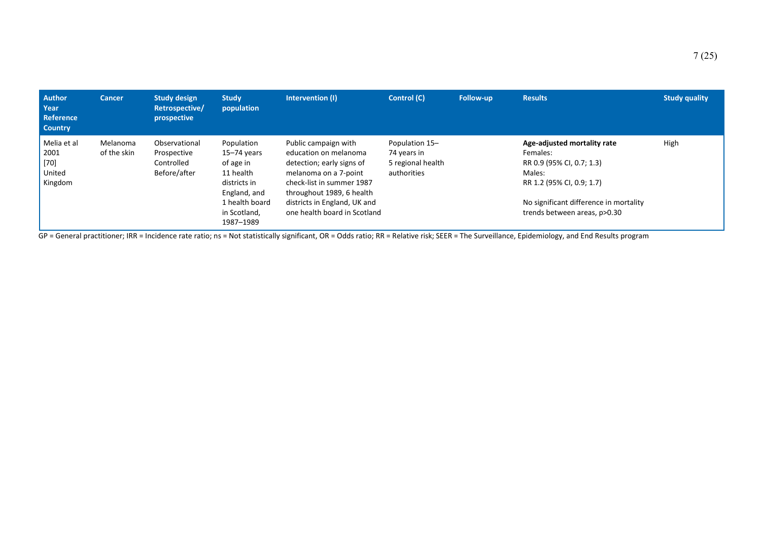| Author Year Reference Country | Cancer | Study design Retrospective/ prospective | Study population | Intervention (I) | Control (C) | Follow-up | Results | Study quality |
|---|---|---|---|---|---|---|---|---|
| Melia et al 2001 [70] United Kingdom | Melanoma of the skin | Observational Prospective Controlled Before/after | Population 15–74 years of age in 11 health districts in England, and 1 health board in Scotland, 1987–1989 | Public campaign with education on melanoma detection; early signs of melanoma on a 7-point check-list in summer 1987 throughout 1989, 6 health districts in England, UK and one health board in Scotland | Population 15–74 years in 5 regional health authorities | | **Age-adjusted mortality rate** Females: RR 0.9 (95% CI, 0.7; 1.3) Males: RR 1.2 (95% CI, 0.9; 1.7) No significant difference in mortality trends between areas, p>0.30 | High |

GP = General practitioner; IRR = Incidence rate ratio; ns = Not statistically significant, OR = Odds ratio; RR = Relative risk; SEER = The Surveillance, Epidemiology, and End Results program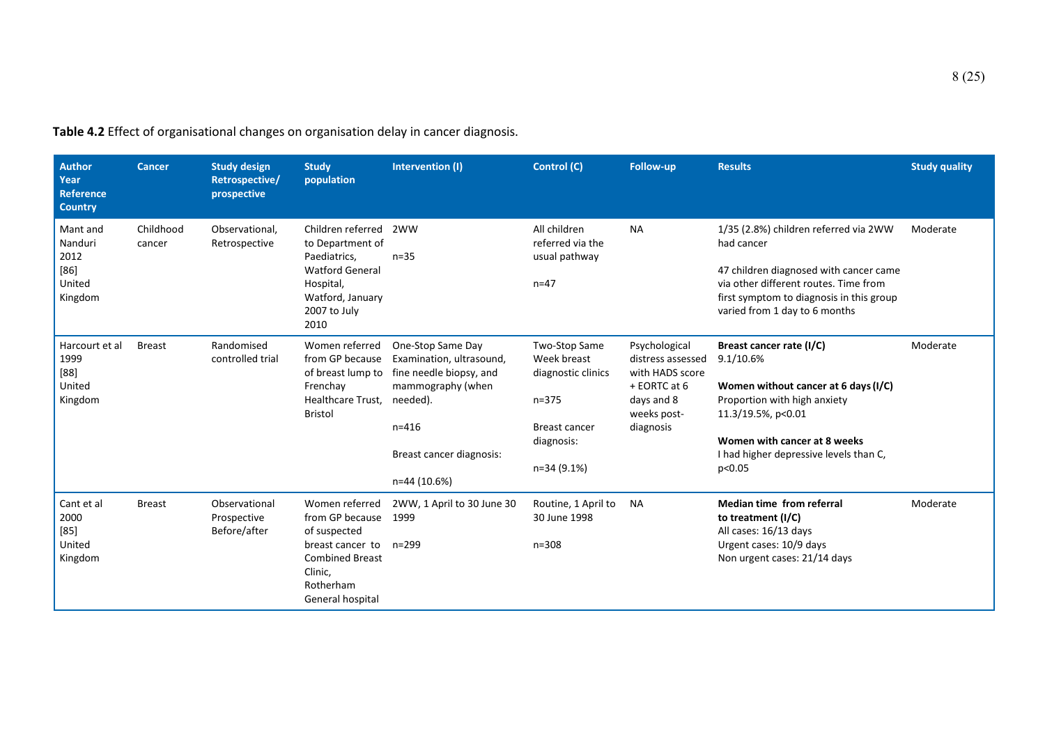**Table 4.2** Effect of organisational changes on organisation delay in cancer diagnosis.

| Author Year Reference Country | Cancer | Study design Retrospective/ prospective | Study population | Intervention (I) | Control (C) | Follow-up | Results | Study quality |
|---|---|---|---|---|---|---|---|---|
| Mant and Nanduri 2012 [86] United Kingdom | Childhood cancer | Observational, Retrospective | Children referred to Department of Paediatrics, Watford General Hospital, Watford, January 2007 to July 2010 | 2WW<br><br>n=35 | All children referred via the usual pathway<br><br>n=47 | NA | 1/35 (2.8%) children referred via 2WW had cancer<br><br>47 children diagnosed with cancer came via other different routes. Time from first symptom to diagnosis in this group varied from 1 day to 6 months | Moderate |
| Harcourt et al 1999 [88] United Kingdom | Breast | Randomised controlled trial | Women referred from GP because of breast lump to Frenchay Healthcare Trust, Bristol | One-Stop Same Day Examination, ultrasound, fine needle biopsy, and mammography (when needed).<br><br>n=416<br><br>Breast cancer diagnosis:<br><br>n=44 (10.6%) | Two-Stop Same Week breast diagnostic clinics<br><br>n=375<br><br>Breast cancer diagnosis:<br><br>n=34 (9.1%) | Psychological distress assessed with HADS score + EORTC at 6 days and 8 weeks post-diagnosis | **Breast cancer rate (I/C)**<br>9.1/10.6%<br><br>**Women without cancer at 6 days (I/C)**<br>Proportion with high anxiety<br>11.3/19.5%, p<0.01<br><br>**Women with cancer at 8 weeks**<br>I had higher depressive levels than C, p<0.05 | Moderate |
| Cant et al 2000 [85] United Kingdom | Breast | Observational Prospective Before/after | Women referred from GP because of suspected breast cancer to Combined Breast Clinic, Rotherham General hospital | 2WW, 1 April to 30 June 30 1999<br><br>n=299 | Routine, 1 April to 30 June 1998<br><br>n=308 | NA | **Median time from referral to treatment (I/C)**<br>All cases: 16/13 days<br>Urgent cases: 10/9 days<br>Non urgent cases: 21/14 days | Moderate |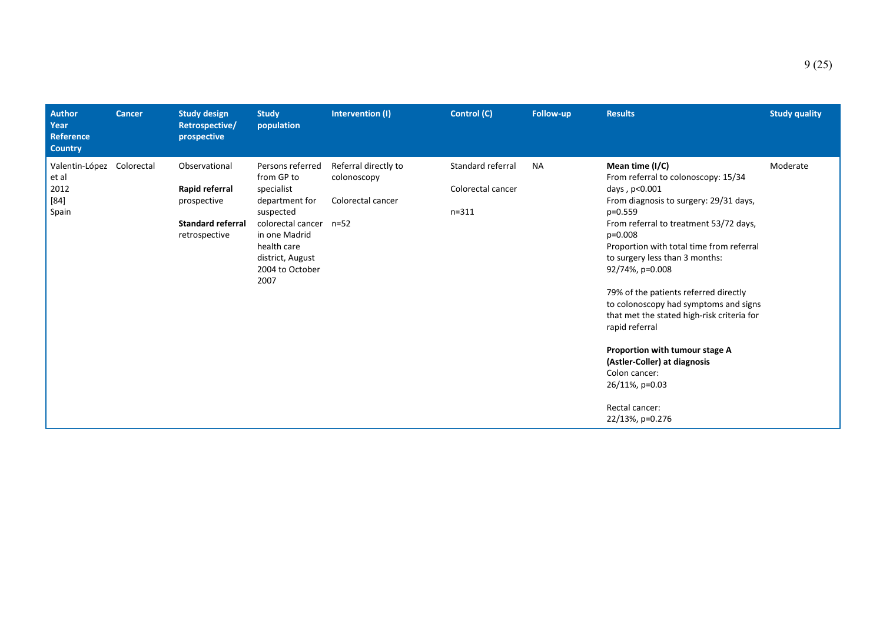| Author<br>Year<br>Reference<br>Country | Cancer | Study design<br>Retrospective/<br>prospective | Study population | Intervention (I) | Control (C) | Follow-up | Results | Study quality |
|---|---|---|---|---|---|---|---|---|
| Valentin-López et al<br>2012<br>[84]<br>Spain | Colorectal | Observational<br><br>**Rapid referral** prospective<br><br>**Standard referral** retrospective | Persons referred from GP to specialist department for suspected colorectal cancer in one Madrid health care district, August 2004 to October 2007 | Referral directly to colonoscopy<br><br>Colorectal cancer<br><br>n=52 | Standard referral<br><br>Colorectal cancer<br><br>n=311 | NA | **Mean time (I/C)**<br>From referral to colonoscopy: 15/34 days , p<0.001<br>From diagnosis to surgery: 29/31 days, p=0.559<br>From referral to treatment 53/72 days, p=0.008<br>Proportion with total time from referral to surgery less than 3 months: 92/74%, p=0.008<br><br>79% of the patients referred directly to colonoscopy had symptoms and signs that met the stated high-risk criteria for rapid referral<br><br>**Proportion with tumour stage A (Astler-Coller) at diagnosis**<br>Colon cancer:<br>26/11%, p=0.03<br><br>Rectal cancer:<br>22/13%, p=0.276 | Moderate |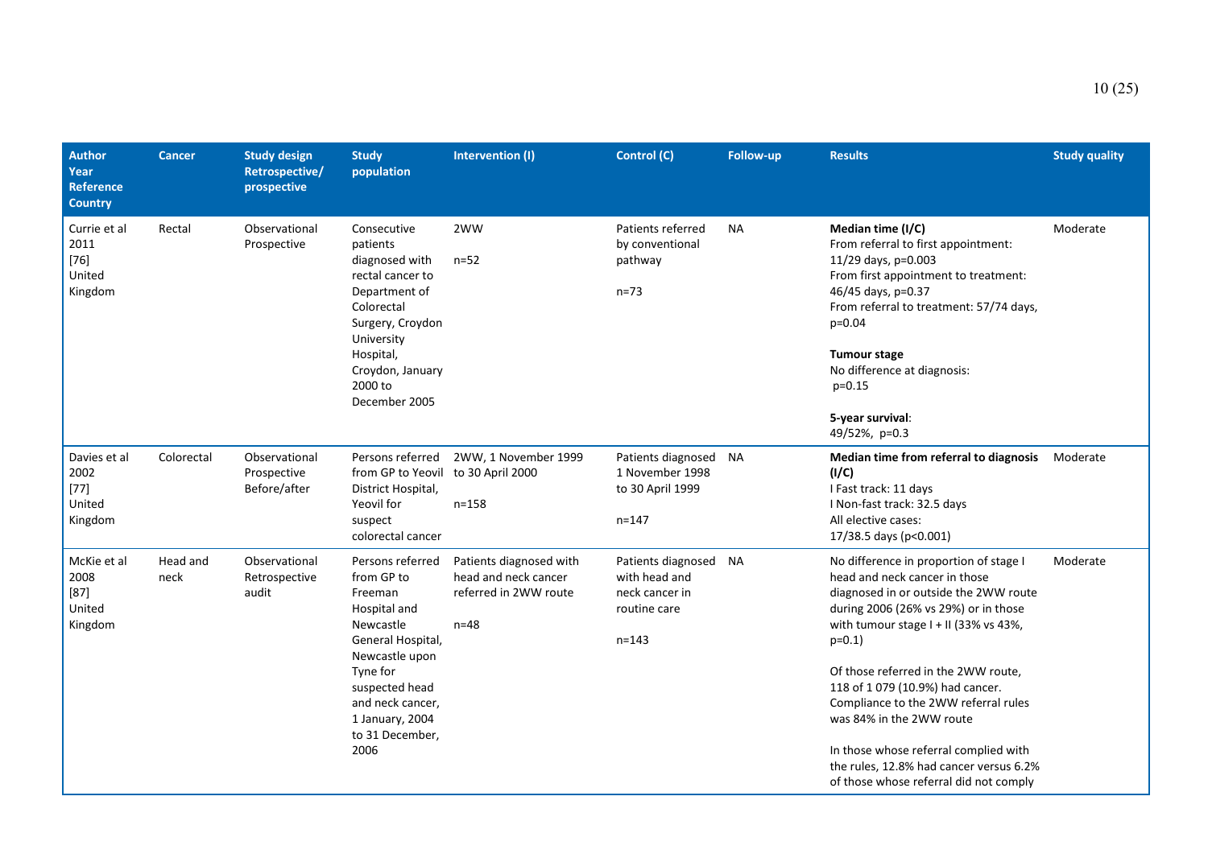| Author Year Reference Country | Cancer | Study design Retrospective/ prospective | Study population | Intervention (I) | Control (C) | Follow-up | Results | Study quality |
|---|---|---|---|---|---|---|---|---|
| Currie et al 2011 [76] United Kingdom | Rectal | Observational Prospective | Consecutive patients diagnosed with rectal cancer to Department of Colorectal Surgery, Croydon University Hospital, Croydon, January 2000 to December 2005 | 2WW<br><br>n=52 | Patients referred by conventional pathway<br><br>n=73 | NA | **Median time (I/C)**<br>From referral to first appointment: 11/29 days, p=0.003<br>From first appointment to treatment: 46/45 days, p=0.37<br>From referral to treatment: 57/74 days, p=0.04<br><br>**Tumour stage**<br>No difference at diagnosis: p=0.15<br><br>**5-year survival**: 49/52%, p=0.3 | Moderate |
| Davies et al 2002 [77] United Kingdom | Colorectal | Observational Prospective Before/after | Persons referred from GP to Yeovil District Hospital, Yeovil for suspect colorectal cancer | 2WW, 1 November 1999 to 30 April 2000<br><br>n=158 | Patients diagnosed 1 November 1998 to 30 April 1999<br><br>n=147 | NA | **Median time from referral to diagnosis (I/C)**<br>I Fast track: 11 days<br>I Non-fast track: 32.5 days<br>All elective cases: 17/38.5 days (p<0.001) | Moderate |
| McKie et al 2008 [87] United Kingdom | Head and neck | Observational Retrospective audit | Persons referred from GP to Freeman Hospital and Newcastle General Hospital, Newcastle upon Tyne for suspected head and neck cancer, 1 January, 2004 to 31 December, 2006 | Patients diagnosed with head and neck cancer referred in 2WW route<br><br>n=48 | Patients diagnosed with head and neck cancer in routine care<br><br>n=143 | NA | No difference in proportion of stage I head and neck cancer in those diagnosed in or outside the 2WW route during 2006 (26% vs 29%) or in those with tumour stage I + II (33% vs 43%, p=0.1)<br><br>Of those referred in the 2WW route, 118 of 1 079 (10.9%) had cancer. Compliance to the 2WW referral rules was 84% in the 2WW route<br><br>In those whose referral complied with the rules, 12.8% had cancer versus 6.2% of those whose referral did not comply | Moderate |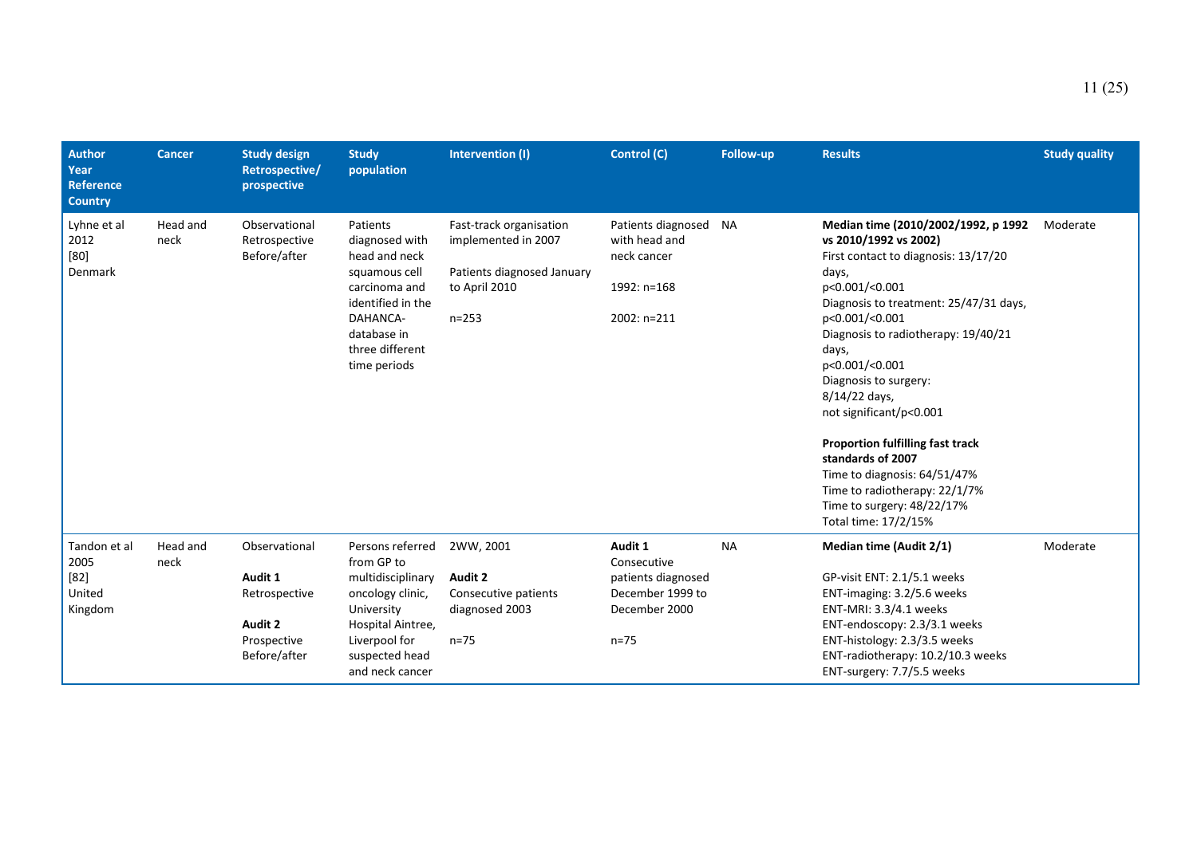| Author<br>Year<br>Reference<br>Country | Cancer | Study design<br>Retrospective/<br>prospective | Study population | Intervention (I) | Control (C) | Follow-up | Results | Study quality |
|---|---|---|---|---|---|---|---|---|
| Lyhne et al<br>2012<br>[80]<br>Denmark | Head and neck | Observational<br>Retrospective<br>Before/after | Patients diagnosed with head and neck squamous cell carcinoma and identified in the DAHANCA-database in three different time periods | Fast-track organisation implemented in 2007<br><br>Patients diagnosed January to April 2010<br><br>n=253 | Patients diagnosed with head and neck cancer<br><br>1992: n=168<br><br>2002: n=211 | NA | **Median time (2010/2002/1992, p 1992 vs 2010/1992 vs 2002)**<br>First contact to diagnosis: 13/17/20 days,<br>p<0.001/<0.001<br>Diagnosis to treatment: 25/47/31 days,<br>p<0.001/<0.001<br>Diagnosis to radiotherapy: 19/40/21 days,<br>p<0.001/<0.001<br>Diagnosis to surgery:<br>8/14/22 days,<br>not significant/p<0.001<br><br>**Proportion fulfilling fast track standards of 2007**<br>Time to diagnosis: 64/51/47%<br>Time to radiotherapy: 22/1/7%<br>Time to surgery: 48/22/17%<br>Total time: 17/2/15% | Moderate |
| Tandon et al<br>2005<br>[82]<br>United Kingdom | Head and neck | Observational<br><br>**Audit 1**<br>Retrospective<br><br>**Audit 2**<br>Prospective<br>Before/after | Persons referred from GP to multidisciplinary oncology clinic, University Hospital Aintree, Liverpool for suspected head and neck cancer | 2WW, 2001<br><br>**Audit 2**<br>Consecutive patients diagnosed 2003<br><br>n=75 | **Audit 1**<br>Consecutive patients diagnosed December 1999 to December 2000<br><br>n=75 | NA | **Median time (Audit 2/1)**<br><br>GP-visit ENT: 2.1/5.1 weeks<br>ENT-imaging: 3.2/5.6 weeks<br>ENT-MRI: 3.3/4.1 weeks<br>ENT-endoscopy: 2.3/3.1 weeks<br>ENT-histology: 2.3/3.5 weeks<br>ENT-radiotherapy: 10.2/10.3 weeks<br>ENT-surgery: 7.7/5.5 weeks | Moderate |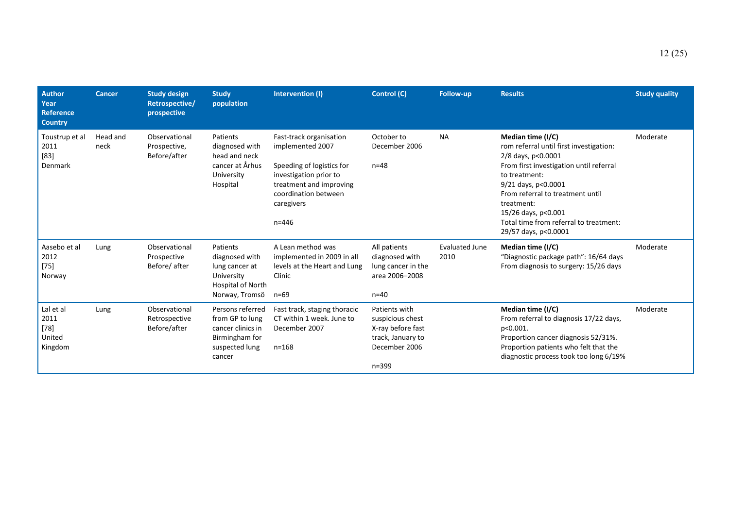| Author Year Reference Country | Cancer | Study design Retrospective/ prospective | Study population | Intervention (I) | Control (C) | Follow-up | Results | Study quality |
|---|---|---|---|---|---|---|---|---|
| Toustrup et al 2011 [83] Denmark | Head and neck | Observational Prospective, Before/after | Patients diagnosed with head and neck cancer at Århus University Hospital | Fast-track organisation implemented 2007<br><br>Speeding of logistics for investigation prior to treatment and improving coordination between caregivers<br><br>n=446 | October to December 2006<br><br>n=48 | NA | **Median time (I/C)**<br>rom referral until first investigation: 2/8 days, p<0.0001<br>From first investigation until referral to treatment:<br>9/21 days, p<0.0001<br>From referral to treatment until treatment:<br>15/26 days, p<0.001<br>Total time from referral to treatment: 29/57 days, p<0.0001 | Moderate |
| Aasebo et al 2012 [75] Norway | Lung | Observational Prospective Before/ after | Patients diagnosed with lung cancer at University Hospital of North Norway, Tromsö | A Lean method was implemented in 2009 in all levels at the Heart and Lung Clinic<br><br>n=69 | All patients diagnosed with lung cancer in the area 2006–2008<br><br>n=40 | Evaluated June 2010 | **Median time (I/C)**<br>"Diagnostic package path": 16/64 days<br>From diagnosis to surgery: 15/26 days | Moderate |
| Lal et al 2011 [78] United Kingdom | Lung | Observational Retrospective Before/after | Persons referred from GP to lung cancer clinics in Birmingham for suspected lung cancer | Fast track, staging thoracic CT within 1 week. June to December 2007<br><br>n=168 | Patients with suspicious chest X-ray before fast track, January to December 2006<br><br>n=399 | | **Median time (I/C)**<br>From referral to diagnosis 17/22 days, p<0.001.<br>Proportion cancer diagnosis 52/31%.<br>Proportion patients who felt that the diagnostic process took too long 6/19% | Moderate |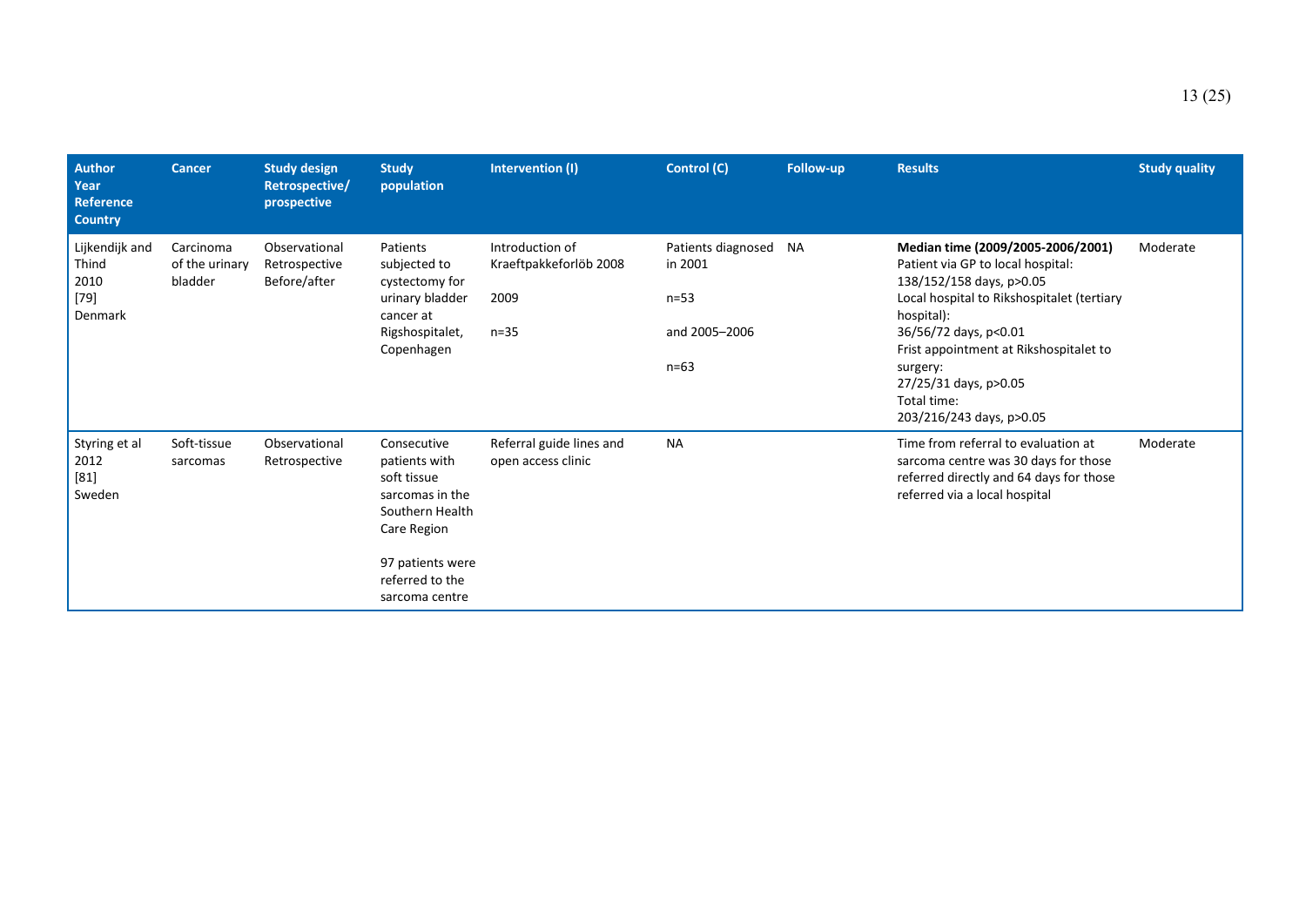| Author<br>Year<br>Reference<br>Country | Cancer | Study design<br>Retrospective/<br>prospective | Study population | Intervention (I) | Control (C) | Follow-up | Results | Study quality |
|---|---|---|---|---|---|---|---|---|
| Lijkendijk and Thind<br>2010<br>[79]<br>Denmark | Carcinoma of the urinary bladder | Observational<br>Retrospective<br>Before/after | Patients subjected to cystectomy for urinary bladder cancer at Rigshospitalet, Copenhagen | Introduction of Kraeftpakkeforlöb 2008<br><br>2009<br><br>n=35 | Patients diagnosed in 2001<br><br>n=53<br><br>and 2005–2006<br><br>n=63 | NA | **Median time (2009/2005-2006/2001)**<br>Patient via GP to local hospital:<br>138/152/158 days, p>0.05<br>Local hospital to Rikshospitalet (tertiary hospital):<br>36/56/72 days, p<0.01<br>Frist appointment at Rikshospitalet to surgery:<br>27/25/31 days, p>0.05<br>Total time:<br>203/216/243 days, p>0.05 | Moderate |
| Styring et al<br>2012<br>[81]<br>Sweden | Soft-tissue sarcomas | Observational<br>Retrospective | Consecutive patients with soft tissue sarcomas in the Southern Health Care Region<br><br>97 patients were referred to the sarcoma centre | Referral guide lines and open access clinic | NA | | Time from referral to evaluation at sarcoma centre was 30 days for those referred directly and 64 days for those referred via a local hospital | Moderate |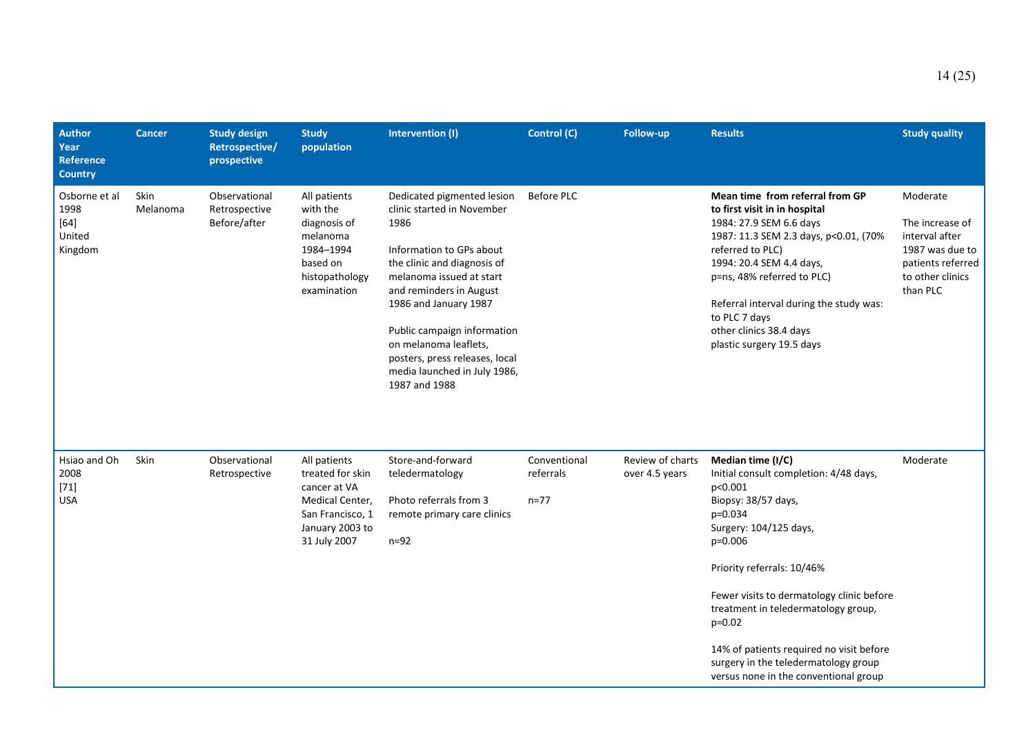| Author<br>Year<br>Reference<br>Country | Cancer | Study design<br>Retrospective/<br>prospective | Study population | Intervention (I) | Control (C) | Follow-up | Results | Study quality |
|---|---|---|---|---|---|---|---|---|
| Osborne et al<br>1998<br>[64]<br>United Kingdom | Skin Melanoma | Observational<br>Retrospective<br>Before/after | All patients with the diagnosis of melanoma 1984–1994 based on histopathology examination | Dedicated pigmented lesion clinic started in November 1986<br><br>Information to GPs about the clinic and diagnosis of melanoma issued at start and reminders in August 1986 and January 1987<br><br>Public campaign information on melanoma leaflets, posters, press releases, local media launched in July 1986, 1987 and 1988 | Before PLC | | **Mean time from referral from GP to first visit in in hospital**<br>1984: 27.9 SEM 6.6 days<br>1987: 11.3 SEM 2.3 days, p<0.01, (70% referred to PLC)<br>1994: 20.4 SEM 4.4 days, p=ns, 48% referred to PLC)<br><br>Referral interval during the study was:<br>to PLC 7 days<br>other clinics 38.4 days<br>plastic surgery 19.5 days | Moderate<br><br>The increase of interval after 1987 was due to patients referred to other clinics than PLC |
| Hsiao and Oh<br>2008<br>[71]<br>USA | Skin | Observational<br>Retrospective | All patients treated for skin cancer at VA Medical Center, San Francisco, 1 January 2003 to 31 July 2007 | Store-and-forward teledermatology<br><br>Photo referrals from 3 remote primary care clinics<br><br>n=92 | Conventional referrals<br><br>n=77 | Review of charts over 4.5 years | **Median time (I/C)**<br>Initial consult completion: 4/48 days, p<0.001<br>Biopsy: 38/57 days, p=0.034<br>Surgery: 104/125 days, p=0.006<br><br>Priority referrals: 10/46%<br><br>Fewer visits to dermatology clinic before treatment in teledermatology group, p=0.02<br><br>14% of patients required no visit before surgery in the teledermatology group versus none in the conventional group | Moderate |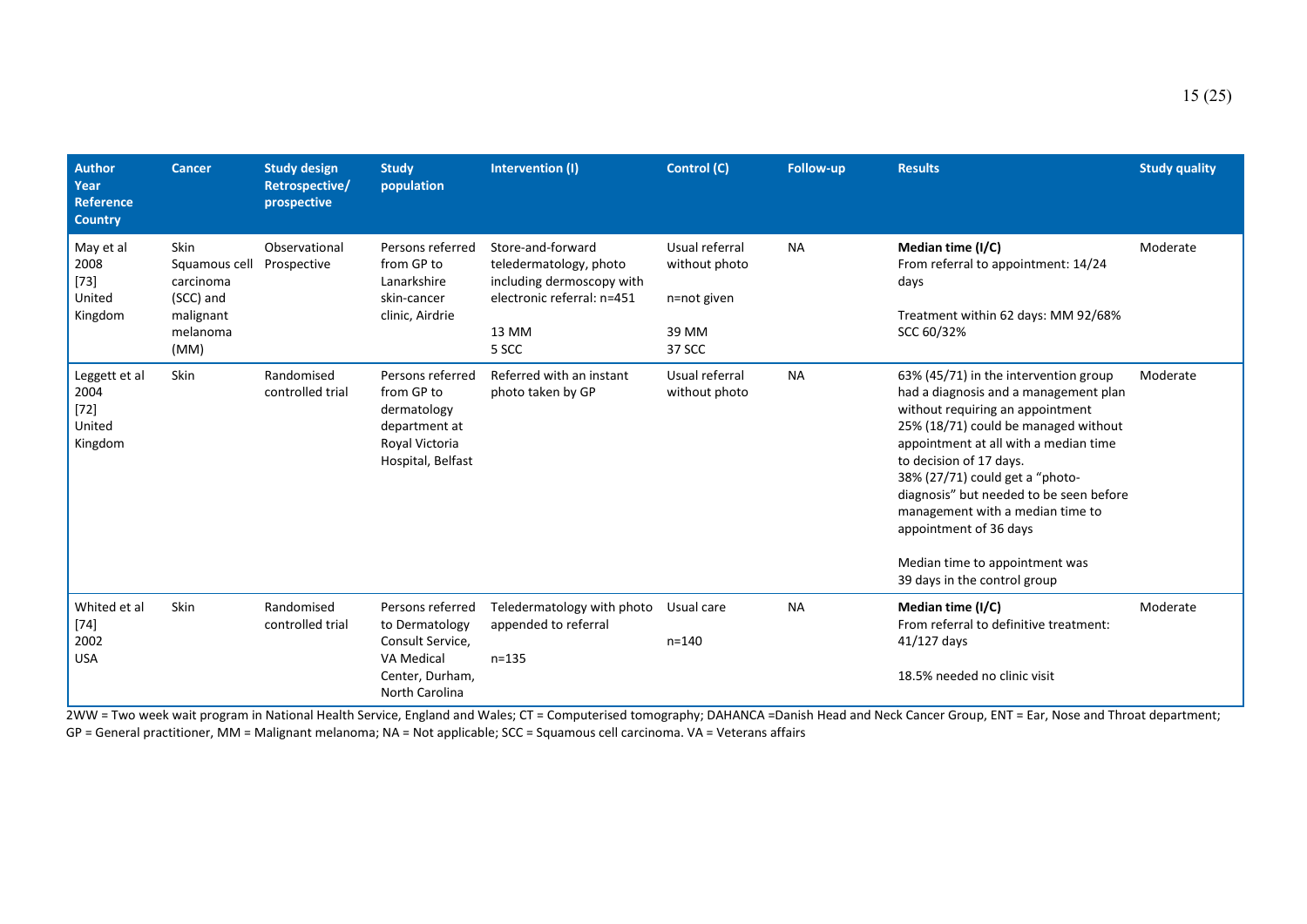| Author Year Reference Country | Cancer | Study design Retrospective/ prospective | Study population | Intervention (I) | Control (C) | Follow-up | Results | Study quality |
|---|---|---|---|---|---|---|---|---|
| May et al 2008 [73] United Kingdom | Skin Squamous cell carcinoma (SCC) and malignant melanoma (MM) | Observational Prospective | Persons referred from GP to Lanarkshire skin-cancer clinic, Airdrie | Store-and-forward teledermatology, photo including dermoscopy with electronic referral: n=451<br><br>13 MM<br>5 SCC | Usual referral without photo<br><br>n=not given<br><br>39 MM<br>37 SCC | NA | **Median time (I/C)**<br>From referral to appointment: 14/24 days<br><br>Treatment within 62 days: MM 92/68% SCC 60/32% | Moderate |
| Leggett et al 2004 [72] United Kingdom | Skin | Randomised controlled trial | Persons referred from GP to dermatology department at Royal Victoria Hospital, Belfast | Referred with an instant photo taken by GP | Usual referral without photo | NA | 63% (45/71) in the intervention group had a diagnosis and a management plan without requiring an appointment<br>25% (18/71) could be managed without appointment at all with a median time to decision of 17 days.<br>38% (27/71) could get a "photo-diagnosis" but needed to be seen before management with a median time to appointment of 36 days<br><br>Median time to appointment was 39 days in the control group | Moderate |
| Whited et al [74] 2002 USA | Skin | Randomised controlled trial | Persons referred to Dermatology Consult Service, VA Medical Center, Durham, North Carolina | Teledermatology with photo appended to referral<br><br>n=135 | Usual care<br><br>n=140 | NA | **Median time (I/C)**<br>From referral to definitive treatment: 41/127 days<br><br>18.5% needed no clinic visit | Moderate |

2WW = Two week wait program in National Health Service, England and Wales; CT = Computerised tomography; DAHANCA =Danish Head and Neck Cancer Group, ENT = Ear, Nose and Throat department; GP = General practitioner, MM = Malignant melanoma; NA = Not applicable; SCC = Squamous cell carcinoma. VA = Veterans affairs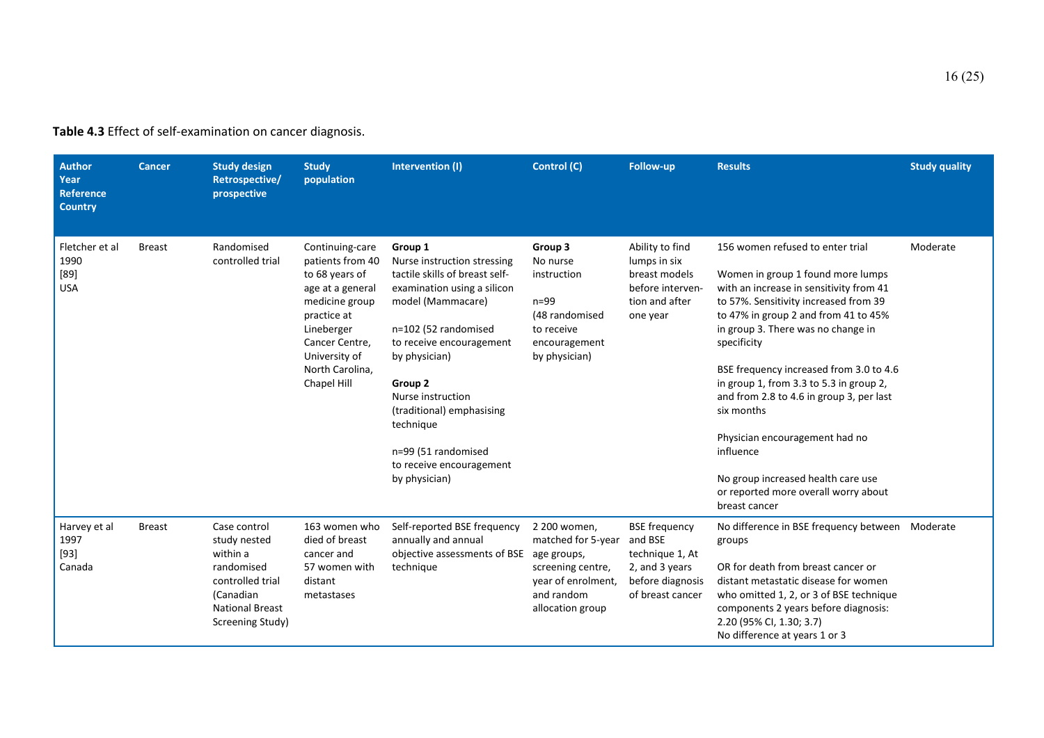**Table 4.3** Effect of self-examination on cancer diagnosis.

| Author Year Reference Country | Cancer | Study design Retrospective/ prospective | Study population | Intervention (I) | Control (C) | Follow-up | Results | Study quality |
|---|---|---|---|---|---|---|---|---|
| Fletcher et al 1990 [89] USA | Breast | Randomised controlled trial | Continuing-care patients from 40 to 68 years of age at a general medicine group practice at Lineberger Cancer Centre, University of North Carolina, Chapel Hill | **Group 1** Nurse instruction stressing tactile skills of breast self-examination using a silicon model (Mammacare) <br><br> n=102 (52 randomised to receive encouragement by physician) <br><br> **Group 2** Nurse instruction (traditional) emphasising technique <br><br> n=99 (51 randomised to receive encouragement by physician) | **Group 3** No nurse instruction <br><br> n=99 (48 randomised to receive encouragement by physician) | Ability to find lumps in six breast models before intervention and after one year | 156 women refused to enter trial <br><br> Women in group 1 found more lumps with an increase in sensitivity from 41 to 57%. Sensitivity increased from 39 to 47% in group 2 and from 41 to 45% in group 3. There was no change in specificity <br><br> BSE frequency increased from 3.0 to 4.6 in group 1, from 3.3 to 5.3 in group 2, and from 2.8 to 4.6 in group 3, per last six months <br><br> Physician encouragement had no influence <br><br> No group increased health care use or reported more overall worry about breast cancer | Moderate |
| Harvey et al 1997 [93] Canada | Breast | Case control study nested within a randomised controlled trial (Canadian National Breast Screening Study) | 163 women who died of breast cancer and 57 women with distant metastases | Self-reported BSE frequency annually and annual objective assessments of BSE technique | 2 200 women, matched for 5-year age groups, screening centre, year of enrolment, and random allocation group | BSE frequency and BSE technique 1, At 2, and 3 years before diagnosis of breast cancer | No difference in BSE frequency between groups <br><br> OR for death from breast cancer or distant metastatic disease for women who omitted 1, 2, or 3 of BSE technique components 2 years before diagnosis: 2.20 (95% CI, 1.30; 3.7) <br> No difference at years 1 or 3 | Moderate |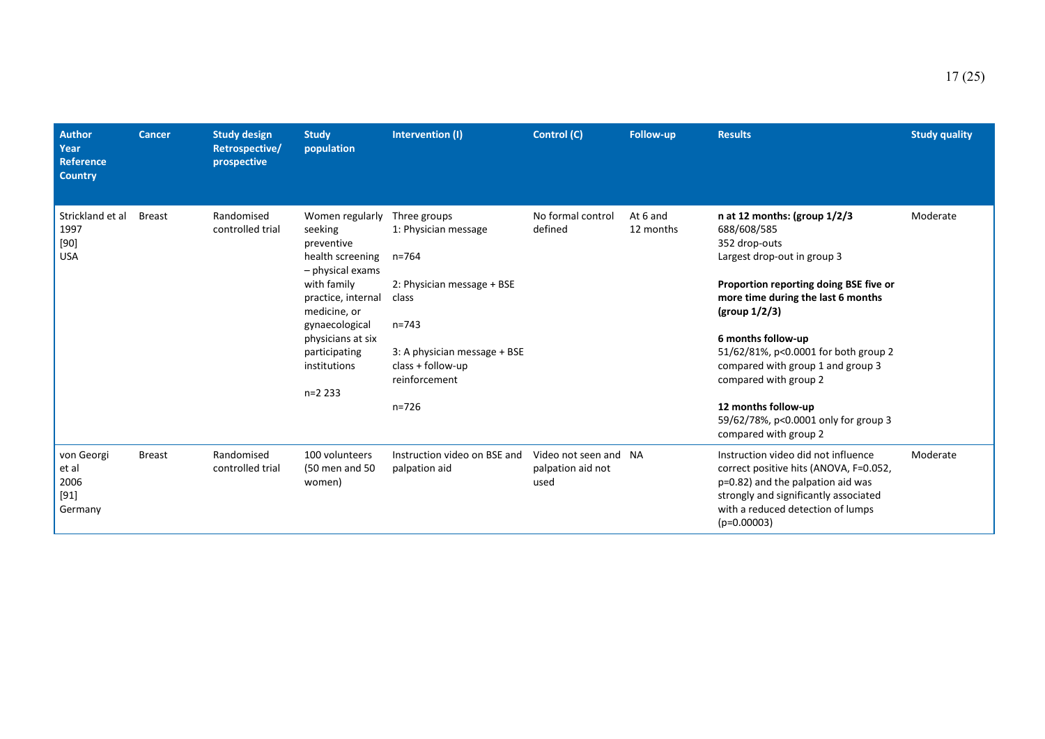| Author<br>Year<br>Reference<br>Country | Cancer | Study design<br>Retrospective/<br>prospective | Study population | Intervention (I) | Control (C) | Follow-up | Results | Study quality |
|---|---|---|---|---|---|---|---|---|
| Strickland et al<br>1997<br>[90]<br>USA | Breast | Randomised controlled trial | Women regularly seeking preventive health screening – physical exams with family practice, internal medicine, or gynaecological physicians at six participating institutions<br><br>n=2 233 | Three groups<br>1: Physician message<br><br>n=764<br><br>2: Physician message + BSE class<br><br>n=743<br><br>3: A physician message + BSE class + follow-up reinforcement<br><br>n=726 | No formal control defined | At 6 and 12 months | **n at 12 months: (group 1/2/3**<br>688/608/585<br>352 drop-outs<br>Largest drop-out in group 3<br><br>**Proportion reporting doing BSE five or more time during the last 6 months (group 1/2/3)**<br><br>**6 months follow-up**<br>51/62/81%, p<0.0001 for both group 2 compared with group 1 and group 3 compared with group 2<br><br>**12 months follow-up**<br>59/62/78%, p<0.0001 only for group 3 compared with group 2 | Moderate |
| von Georgi et al<br>2006<br>[91]<br>Germany | Breast | Randomised controlled trial | 100 volunteers (50 men and 50 women) | Instruction video on BSE and palpation aid | Video not seen and palpation aid not used | NA | Instruction video did not influence correct positive hits (ANOVA, F=0.052, p=0.82) and the palpation aid was strongly and significantly associated with a reduced detection of lumps (p=0.00003) | Moderate |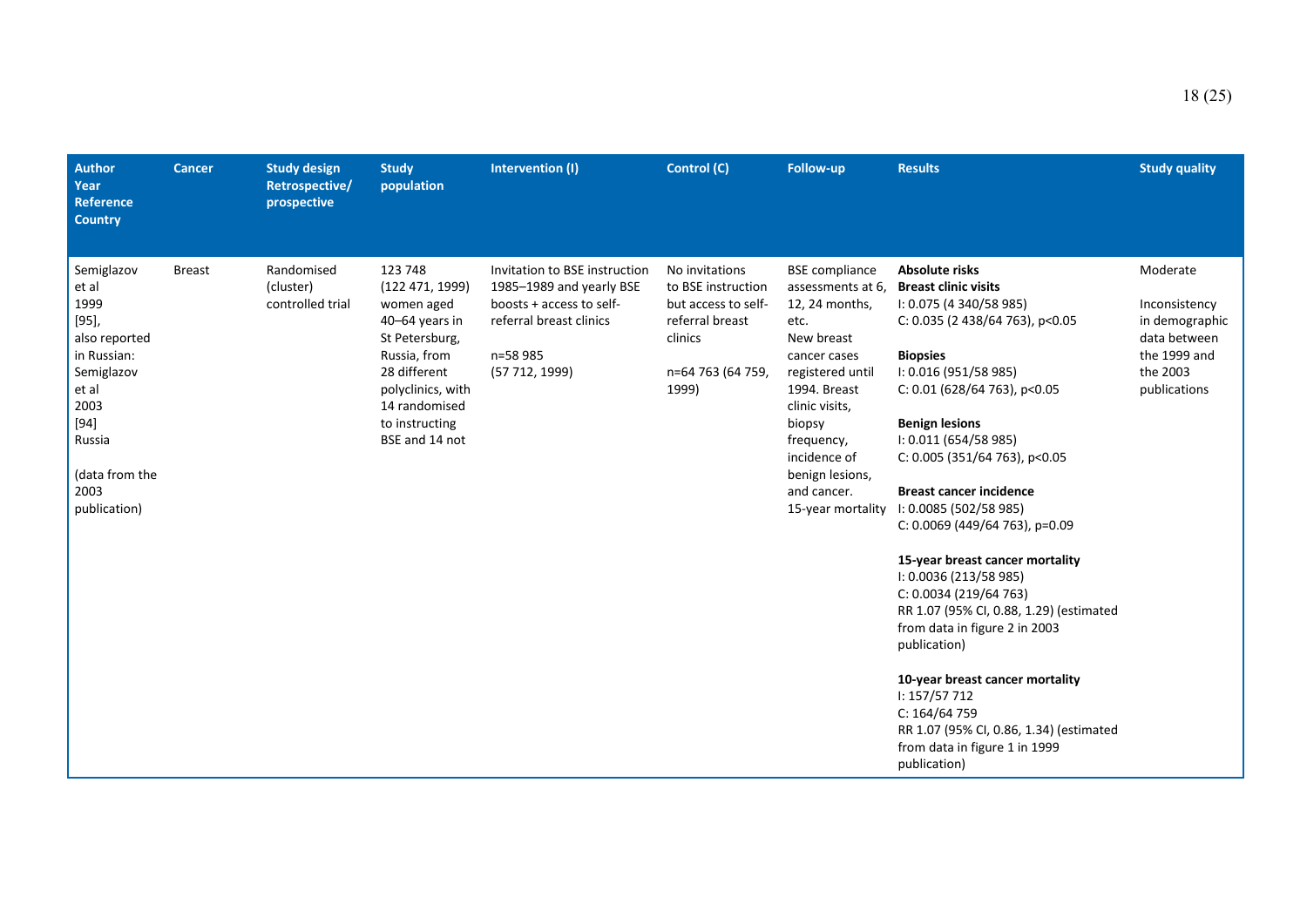| Author Year Reference Country | Cancer | Study design Retrospective/ prospective | Study population | Intervention (I) | Control (C) | Follow-up | Results | Study quality |
|---|---|---|---|---|---|---|---|---|
| Semiglazov et al 1999 [95], also reported in Russian: Semiglazov et al 2003 [94] Russia (data from the 2003 publication) | Breast | Randomised (cluster) controlled trial | 123 748 (122 471, 1999) women aged 40–64 years in St Petersburg, Russia, from 28 different polyclinics, with 14 randomised to instructing BSE and 14 not | Invitation to BSE instruction 1985–1989 and yearly BSE boosts + access to self-referral breast clinics<br><br>n=58 985 (57 712, 1999) | No invitations to BSE instruction but access to self-referral breast clinics<br><br>n=64 763 (64 759, 1999) | BSE compliance assessments at 6, 12, 24 months, etc. New breast cancer cases registered until 1994. Breast clinic visits, biopsy frequency, incidence of benign lesions, and cancer. 15-year mortality | **Absolute risks**<br>**Breast clinic visits**<br>I: 0.075 (4 340/58 985)<br>C: 0.035 (2 438/64 763), p<0.05<br><br>**Biopsies**<br>I: 0.016 (951/58 985)<br>C: 0.01 (628/64 763), p<0.05<br><br>**Benign lesions**<br>I: 0.011 (654/58 985)<br>C: 0.005 (351/64 763), p<0.05<br><br>**Breast cancer incidence**<br>I: 0.0085 (502/58 985)<br>C: 0.0069 (449/64 763), p=0.09<br><br>**15-year breast cancer mortality**<br>I: 0.0036 (213/58 985)<br>C: 0.0034 (219/64 763)<br>RR 1.07 (95% CI, 0.88, 1.29) (estimated from data in figure 2 in 2003 publication)<br><br>**10-year breast cancer mortality**<br>I: 157/57 712<br>C: 164/64 759<br>RR 1.07 (95% CI, 0.86, 1.34) (estimated from data in figure 1 in 1999 publication) | Moderate<br><br>Inconsistency in demographic data between the 1999 and the 2003 publications |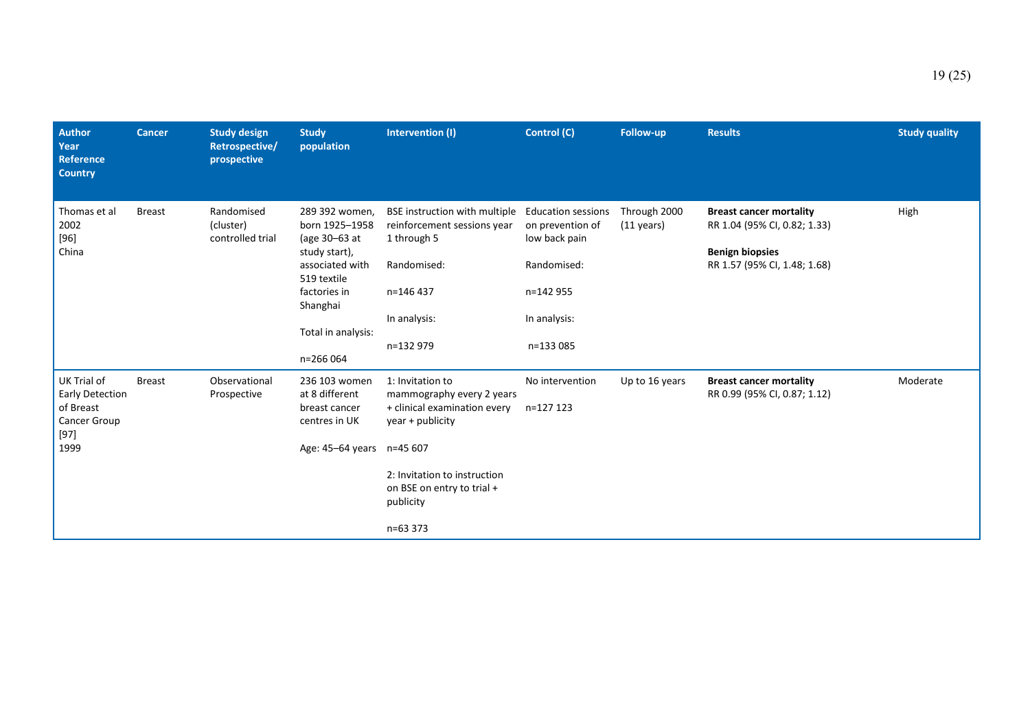| Author<br>Year<br>Reference<br>Country | Cancer | Study design<br>Retrospective/<br>prospective | Study population | Intervention (I) | Control (C) | Follow-up | Results | Study quality |
|---|---|---|---|---|---|---|---|---|
| Thomas et al<br>2002<br>[96]<br>China | Breast | Randomised (cluster) controlled trial | 289 392 women, born 1925–1958 (age 30–63 at study start), associated with 519 textile factories in Shanghai<br><br>Total in analysis:<br><br>n=266 064 | BSE instruction with multiple reinforcement sessions year 1 through 5<br><br>Randomised:<br><br>n=146 437<br><br>In analysis:<br><br>n=132 979 | Education sessions on prevention of low back pain<br><br>Randomised:<br><br>n=142 955<br><br>In analysis:<br><br>n=133 085 | Through 2000 (11 years) | **Breast cancer mortality**<br>RR 1.04 (95% CI, 0.82; 1.33)<br><br>**Benign biopsies**<br>RR 1.57 (95% CI, 1.48; 1.68) | High |
| UK Trial of Early Detection of Breast Cancer Group<br>[97]<br>1999 | Breast | Observational Prospective | 236 103 women at 8 different breast cancer centres in UK<br><br>Age: 45–64 years | 1: Invitation to mammography every 2 years + clinical examination every year + publicity<br><br>n=45 607<br><br>2: Invitation to instruction on BSE on entry to trial + publicity<br><br>n=63 373 | No intervention<br><br>n=127 123 | Up to 16 years | **Breast cancer mortality**<br>RR 0.99 (95% CI, 0.87; 1.12) | Moderate |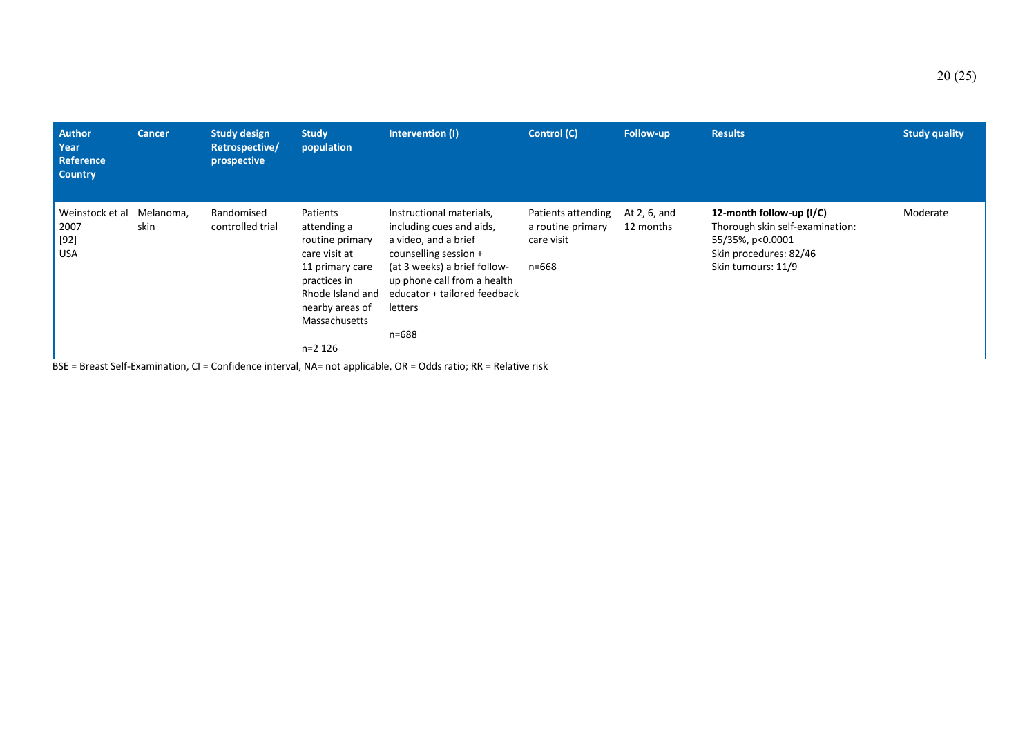| Author Year Reference Country | Cancer | Study design Retrospective/ prospective | Study population | Intervention (I) | Control (C) | Follow-up | Results | Study quality |
|---|---|---|---|---|---|---|---|---|
| Weinstock et al 2007 [92] USA | Melanoma, skin | Randomised controlled trial | Patients attending a routine primary care visit at 11 primary care practices in Rhode Island and nearby areas of Massachusetts<br><br>n=2 126 | Instructional materials, including cues and aids, a video, and a brief counselling session + (at 3 weeks) a brief follow-up phone call from a health educator + tailored feedback letters<br><br>n=688 | Patients attending a routine primary care visit<br><br>n=668 | At 2, 6, and 12 months | **12-month follow-up (I/C)**<br>Thorough skin self-examination: 55/35%, p<0.0001<br>Skin procedures: 82/46<br>Skin tumours: 11/9 | Moderate |

BSE = Breast Self-Examination, CI = Confidence interval, NA= not applicable, OR = Odds ratio; RR = Relative risk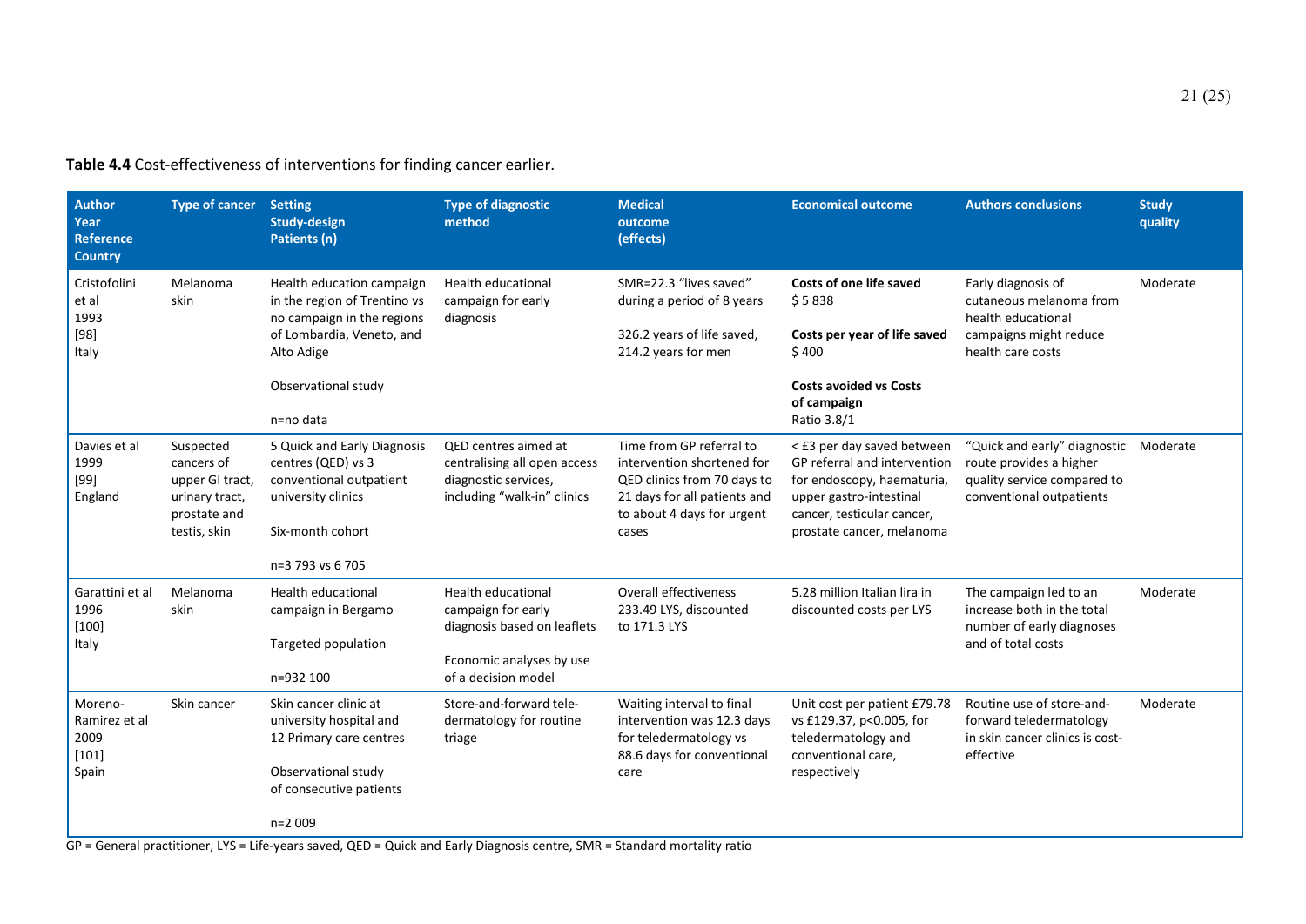**Table 4.4** Cost-effectiveness of interventions for finding cancer earlier.

| Author<br>Year<br>Reference<br>Country | Type of cancer | Setting<br>Study-design<br>Patients (n) | Type of diagnostic method | Medical outcome (effects) | Economical outcome | Authors conclusions | Study quality |
|---|---|---|---|---|---|---|---|
| Cristofolini et al<br>1993<br>[98]<br>Italy | Melanoma skin | Health education campaign in the region of Trentino vs no campaign in the regions of Lombardia, Veneto, and Alto Adige<br><br>Observational study<br><br>n=no data | Health educational campaign for early diagnosis | SMR=22.3 "lives saved" during a period of 8 years<br><br>326.2 years of life saved, 214.2 years for men | **Costs of one life saved**<br>$ 5 838<br><br>**Costs per year of life saved**<br>$ 400<br><br>**Costs avoided vs Costs of campaign**<br>Ratio 3.8/1 | Early diagnosis of cutaneous melanoma from health educational campaigns might reduce health care costs | Moderate |
| Davies et al<br>1999<br>[99]<br>England | Suspected cancers of upper GI tract, urinary tract, prostate and testis, skin | 5 Quick and Early Diagnosis centres (QED) vs 3 conventional outpatient university clinics<br><br>Six-month cohort<br><br>n=3 793 vs 6 705 | QED centres aimed at centralising all open access diagnostic services, including "walk-in" clinics | Time from GP referral to intervention shortened for QED clinics from 70 days to 21 days for all patients and to about 4 days for urgent cases | < £3 per day saved between GP referral and intervention for endoscopy, haematuria, upper gastro-intestinal cancer, testicular cancer, prostate cancer, melanoma | "Quick and early" diagnostic route provides a higher quality service compared to conventional outpatients | Moderate |
| Garattini et al<br>1996<br>[100]<br>Italy | Melanoma skin | Health educational campaign in Bergamo<br><br>Targeted population<br><br>n=932 100 | Health educational campaign for early diagnosis based on leaflets<br><br>Economic analyses by use of a decision model | Overall effectiveness 233.49 LYS, discounted to 171.3 LYS | 5.28 million Italian lira in discounted costs per LYS | The campaign led to an increase both in the total number of early diagnoses and of total costs | Moderate |
| Moreno-Ramirez et al<br>2009<br>[101]<br>Spain | Skin cancer | Skin cancer clinic at university hospital and 12 Primary care centres<br><br>Observational study of consecutive patients<br><br>n=2 009 | Store-and-forward tele-dermatology for routine triage | Waiting interval to final intervention was 12.3 days for teledermatology vs 88.6 days for conventional care | Unit cost per patient £79.78 vs £129.37, $p<0.005$, for teledermatology and conventional care, respectively | Routine use of store-and-forward teledermatology in skin cancer clinics is cost-effective | Moderate |

GP = General practitioner, LYS = Life-years saved, QED = Quick and Early Diagnosis centre, SMR = Standard mortality ratio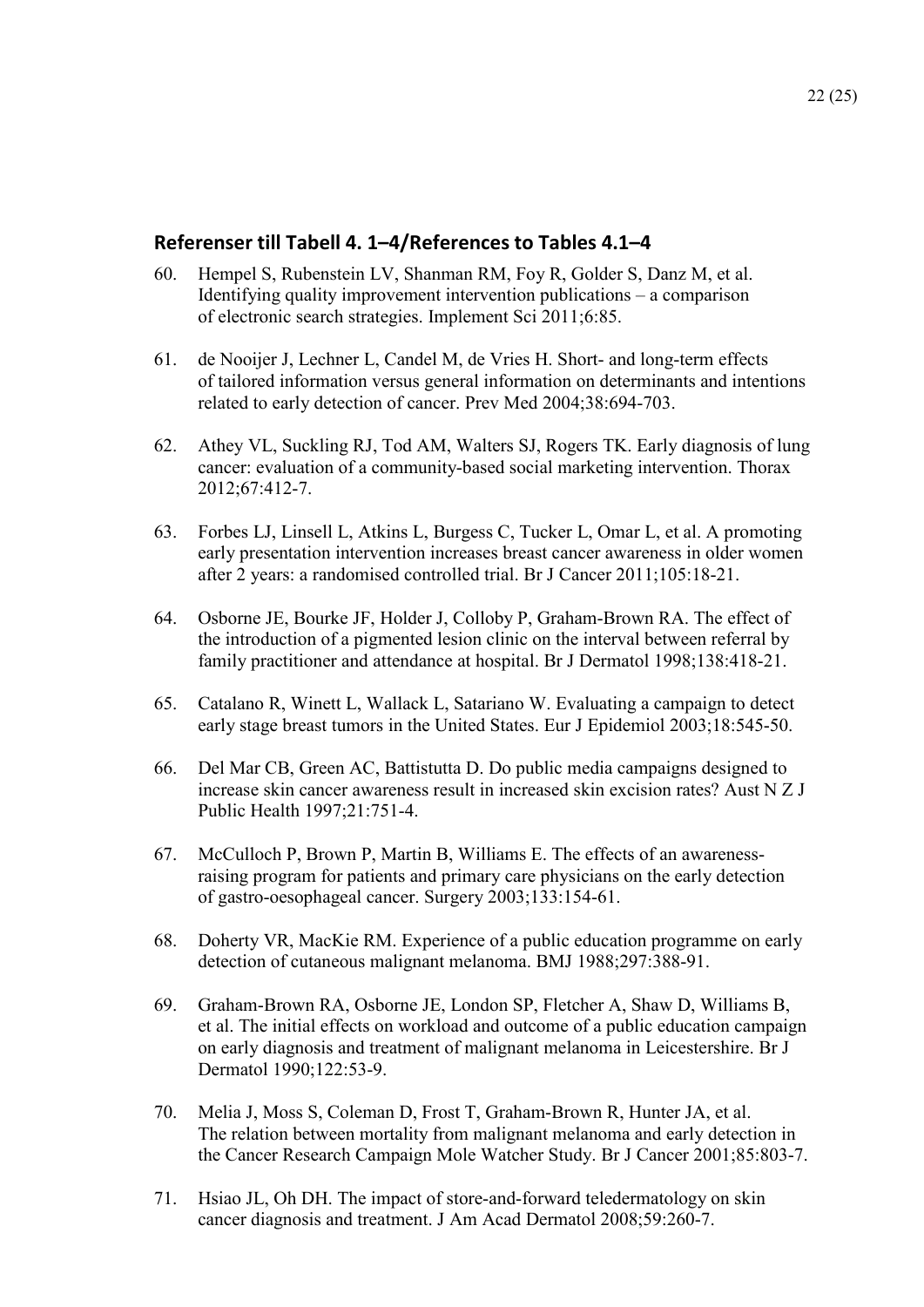## Referenser till Tabell 4. 1–4/References to Tables 4.1–4

60. Hempel S, Rubenstein LV, Shanman RM, Foy R, Golder S, Danz M, et al. Identifying quality improvement intervention publications – a comparison of electronic search strategies. Implement Sci 2011;6:85.

61. de Nooijer J, Lechner L, Candel M, de Vries H. Short- and long-term effects of tailored information versus general information on determinants and intentions related to early detection of cancer. Prev Med 2004;38:694-703.

62. Athey VL, Suckling RJ, Tod AM, Walters SJ, Rogers TK. Early diagnosis of lung cancer: evaluation of a community-based social marketing intervention. Thorax 2012;67:412-7.

63. Forbes LJ, Linsell L, Atkins L, Burgess C, Tucker L, Omar L, et al. A promoting early presentation intervention increases breast cancer awareness in older women after 2 years: a randomised controlled trial. Br J Cancer 2011;105:18-21.

64. Osborne JE, Bourke JF, Holder J, Colloby P, Graham-Brown RA. The effect of the introduction of a pigmented lesion clinic on the interval between referral by family practitioner and attendance at hospital. Br J Dermatol 1998;138:418-21.

65. Catalano R, Winett L, Wallack L, Satariano W. Evaluating a campaign to detect early stage breast tumors in the United States. Eur J Epidemiol 2003;18:545-50.

66. Del Mar CB, Green AC, Battistutta D. Do public media campaigns designed to increase skin cancer awareness result in increased skin excision rates? Aust N Z J Public Health 1997;21:751-4.

67. McCulloch P, Brown P, Martin B, Williams E. The effects of an awareness-raising program for patients and primary care physicians on the early detection of gastro-oesophageal cancer. Surgery 2003;133:154-61.

68. Doherty VR, MacKie RM. Experience of a public education programme on early detection of cutaneous malignant melanoma. BMJ 1988;297:388-91.

69. Graham-Brown RA, Osborne JE, London SP, Fletcher A, Shaw D, Williams B, et al. The initial effects on workload and outcome of a public education campaign on early diagnosis and treatment of malignant melanoma in Leicestershire. Br J Dermatol 1990;122:53-9.

70. Melia J, Moss S, Coleman D, Frost T, Graham-Brown R, Hunter JA, et al. The relation between mortality from malignant melanoma and early detection in the Cancer Research Campaign Mole Watcher Study. Br J Cancer 2001;85:803-7.

71. Hsiao JL, Oh DH. The impact of store-and-forward teledermatology on skin cancer diagnosis and treatment. J Am Acad Dermatol 2008;59:260-7.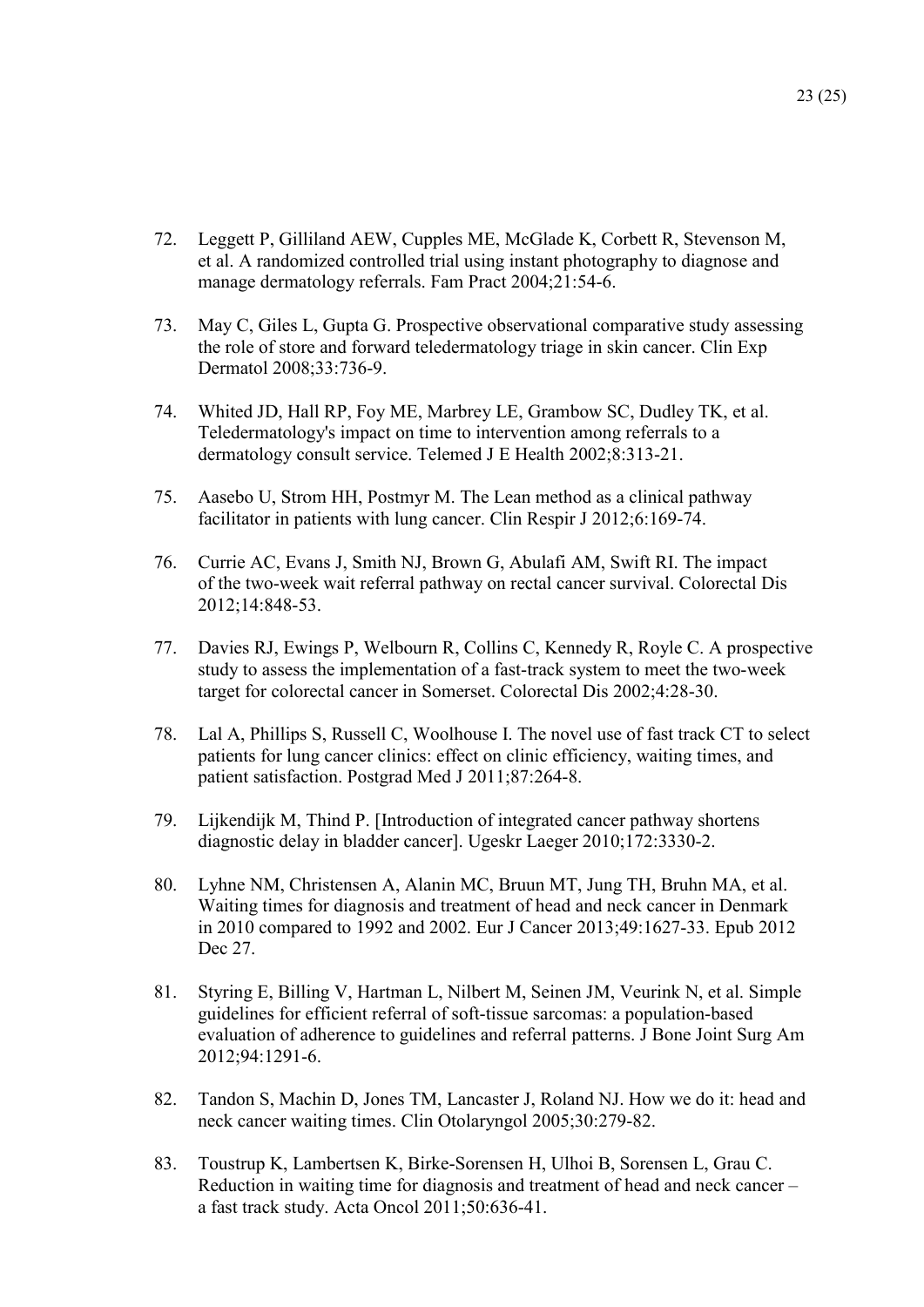72. Leggett P, Gilliland AEW, Cupples ME, McGlade K, Corbett R, Stevenson M, et al. A randomized controlled trial using instant photography to diagnose and manage dermatology referrals. Fam Pract 2004;21:54-6.

73. May C, Giles L, Gupta G. Prospective observational comparative study assessing the role of store and forward teledermatology triage in skin cancer. Clin Exp Dermatol 2008;33:736-9.

74. Whited JD, Hall RP, Foy ME, Marbrey LE, Grambow SC, Dudley TK, et al. Teledermatology's impact on time to intervention among referrals to a dermatology consult service. Telemed J E Health 2002;8:313-21.

75. Aasebo U, Strom HH, Postmyr M. The Lean method as a clinical pathway facilitator in patients with lung cancer. Clin Respir J 2012;6:169-74.

76. Currie AC, Evans J, Smith NJ, Brown G, Abulafi AM, Swift RI. The impact of the two-week wait referral pathway on rectal cancer survival. Colorectal Dis 2012;14:848-53.

77. Davies RJ, Ewings P, Welbourn R, Collins C, Kennedy R, Royle C. A prospective study to assess the implementation of a fast-track system to meet the two-week target for colorectal cancer in Somerset. Colorectal Dis 2002;4:28-30.

78. Lal A, Phillips S, Russell C, Woolhouse I. The novel use of fast track CT to select patients for lung cancer clinics: effect on clinic efficiency, waiting times, and patient satisfaction. Postgrad Med J 2011;87:264-8.

79. Lijkendijk M, Thind P. [Introduction of integrated cancer pathway shortens diagnostic delay in bladder cancer]. Ugeskr Laeger 2010;172:3330-2.

80. Lyhne NM, Christensen A, Alanin MC, Bruun MT, Jung TH, Bruhn MA, et al. Waiting times for diagnosis and treatment of head and neck cancer in Denmark in 2010 compared to 1992 and 2002. Eur J Cancer 2013;49:1627-33. Epub 2012 Dec 27.

81. Styring E, Billing V, Hartman L, Nilbert M, Seinen JM, Veurink N, et al. Simple guidelines for efficient referral of soft-tissue sarcomas: a population-based evaluation of adherence to guidelines and referral patterns. J Bone Joint Surg Am 2012;94:1291-6.

82. Tandon S, Machin D, Jones TM, Lancaster J, Roland NJ. How we do it: head and neck cancer waiting times. Clin Otolaryngol 2005;30:279-82.

83. Toustrup K, Lambertsen K, Birke-Sorensen H, Ulhoi B, Sorensen L, Grau C. Reduction in waiting time for diagnosis and treatment of head and neck cancer – a fast track study. Acta Oncol 2011;50:636-41.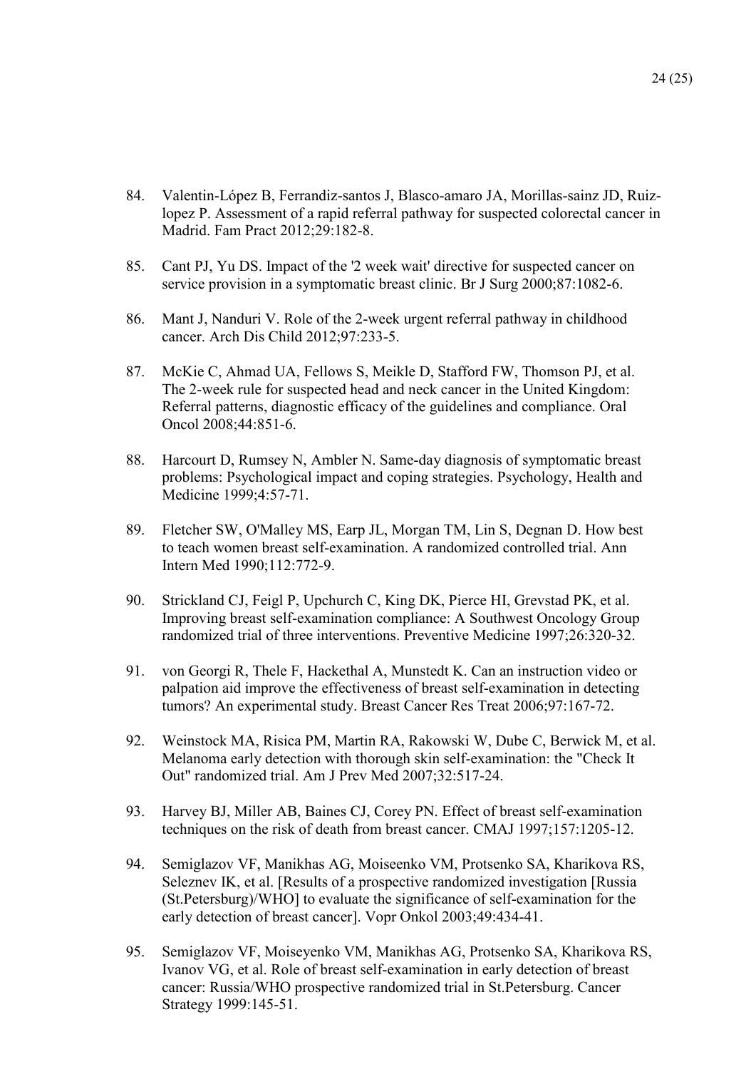84. Valentin-López B, Ferrandiz-santos J, Blasco-amaro JA, Morillas-sainz JD, Ruiz-lopez P. Assessment of a rapid referral pathway for suspected colorectal cancer in Madrid. Fam Pract 2012;29:182-8.

85. Cant PJ, Yu DS. Impact of the '2 week wait' directive for suspected cancer on service provision in a symptomatic breast clinic. Br J Surg 2000;87:1082-6.

86. Mant J, Nanduri V. Role of the 2-week urgent referral pathway in childhood cancer. Arch Dis Child 2012;97:233-5.

87. McKie C, Ahmad UA, Fellows S, Meikle D, Stafford FW, Thomson PJ, et al. The 2-week rule for suspected head and neck cancer in the United Kingdom: Referral patterns, diagnostic efficacy of the guidelines and compliance. Oral Oncol 2008;44:851-6.

88. Harcourt D, Rumsey N, Ambler N. Same-day diagnosis of symptomatic breast problems: Psychological impact and coping strategies. Psychology, Health and Medicine 1999;4:57-71.

89. Fletcher SW, O'Malley MS, Earp JL, Morgan TM, Lin S, Degnan D. How best to teach women breast self-examination. A randomized controlled trial. Ann Intern Med 1990;112:772-9.

90. Strickland CJ, Feigl P, Upchurch C, King DK, Pierce HI, Grevstad PK, et al. Improving breast self-examination compliance: A Southwest Oncology Group randomized trial of three interventions. Preventive Medicine 1997;26:320-32.

91. von Georgi R, Thele F, Hackethal A, Munstedt K. Can an instruction video or palpation aid improve the effectiveness of breast self-examination in detecting tumors? An experimental study. Breast Cancer Res Treat 2006;97:167-72.

92. Weinstock MA, Risica PM, Martin RA, Rakowski W, Dube C, Berwick M, et al. Melanoma early detection with thorough skin self-examination: the "Check It Out" randomized trial. Am J Prev Med 2007;32:517-24.

93. Harvey BJ, Miller AB, Baines CJ, Corey PN. Effect of breast self-examination techniques on the risk of death from breast cancer. CMAJ 1997;157:1205-12.

94. Semiglazov VF, Manikhas AG, Moiseenko VM, Protsenko SA, Kharikova RS, Seleznev IK, et al. [Results of a prospective randomized investigation [Russia (St.Petersburg)/WHO] to evaluate the significance of self-examination for the early detection of breast cancer]. Vopr Onkol 2003;49:434-41.

95. Semiglazov VF, Moiseyenko VM, Manikhas AG, Protsenko SA, Kharikova RS, Ivanov VG, et al. Role of breast self-examination in early detection of breast cancer: Russia/WHO prospective randomized trial in St.Petersburg. Cancer Strategy 1999:145-51.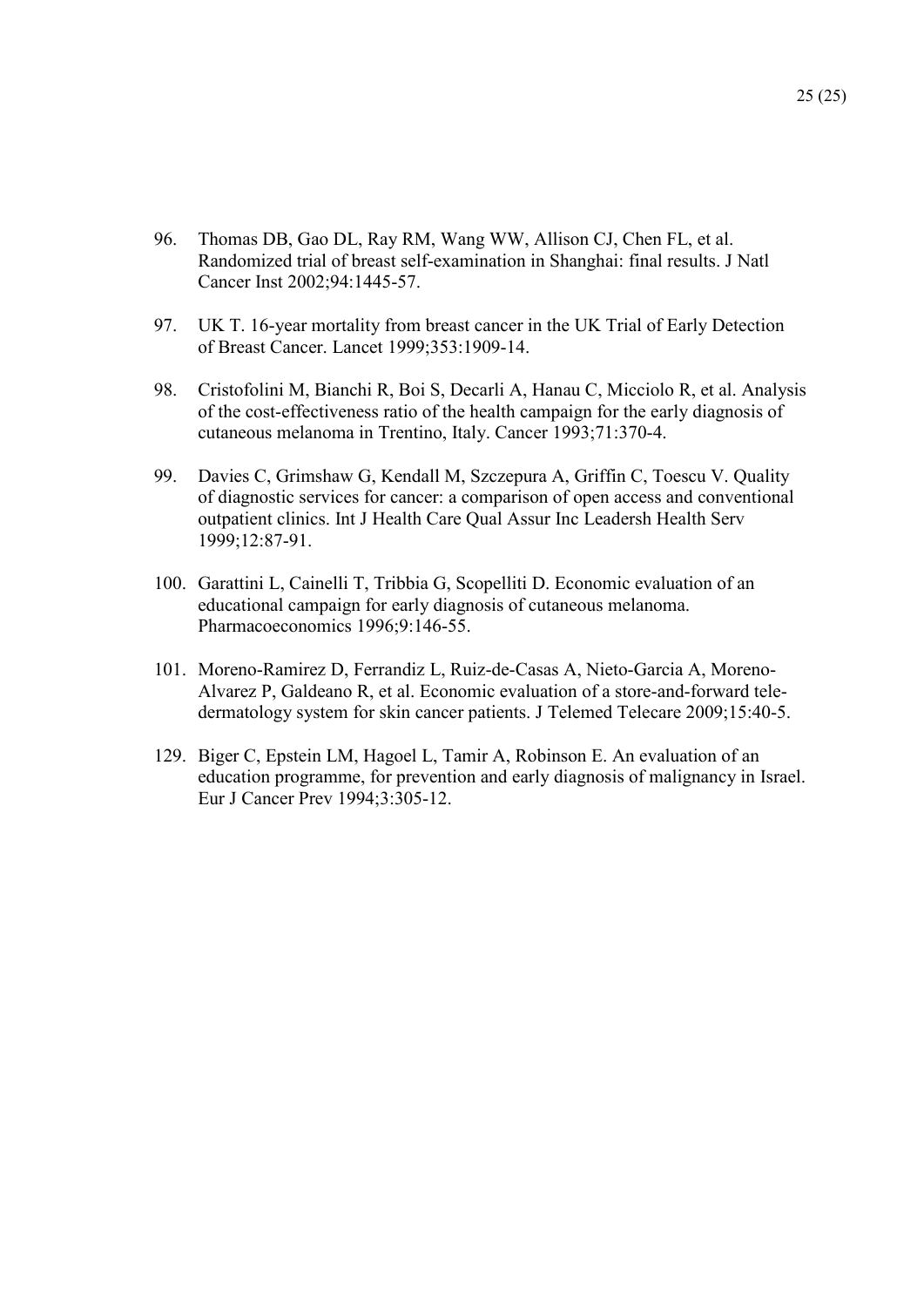96. Thomas DB, Gao DL, Ray RM, Wang WW, Allison CJ, Chen FL, et al. Randomized trial of breast self-examination in Shanghai: final results. J Natl Cancer Inst 2002;94:1445-57.

97. UK T. 16-year mortality from breast cancer in the UK Trial of Early Detection of Breast Cancer. Lancet 1999;353:1909-14.

98. Cristofolini M, Bianchi R, Boi S, Decarli A, Hanau C, Micciolo R, et al. Analysis of the cost-effectiveness ratio of the health campaign for the early diagnosis of cutaneous melanoma in Trentino, Italy. Cancer 1993;71:370-4.

99. Davies C, Grimshaw G, Kendall M, Szczepura A, Griffin C, Toescu V. Quality of diagnostic services for cancer: a comparison of open access and conventional outpatient clinics. Int J Health Care Qual Assur Inc Leadersh Health Serv 1999;12:87-91.

100. Garattini L, Cainelli T, Tribbia G, Scopelliti D. Economic evaluation of an educational campaign for early diagnosis of cutaneous melanoma. Pharmacoeconomics 1996;9:146-55.

101. Moreno-Ramirez D, Ferrandiz L, Ruiz-de-Casas A, Nieto-Garcia A, Moreno-Alvarez P, Galdeano R, et al. Economic evaluation of a store-and-forward tele-dermatology system for skin cancer patients. J Telemed Telecare 2009;15:40-5.

129. Biger C, Epstein LM, Hagoel L, Tamir A, Robinson E. An evaluation of an education programme, for prevention and early diagnosis of malignancy in Israel. Eur J Cancer Prev 1994;3:305-12.